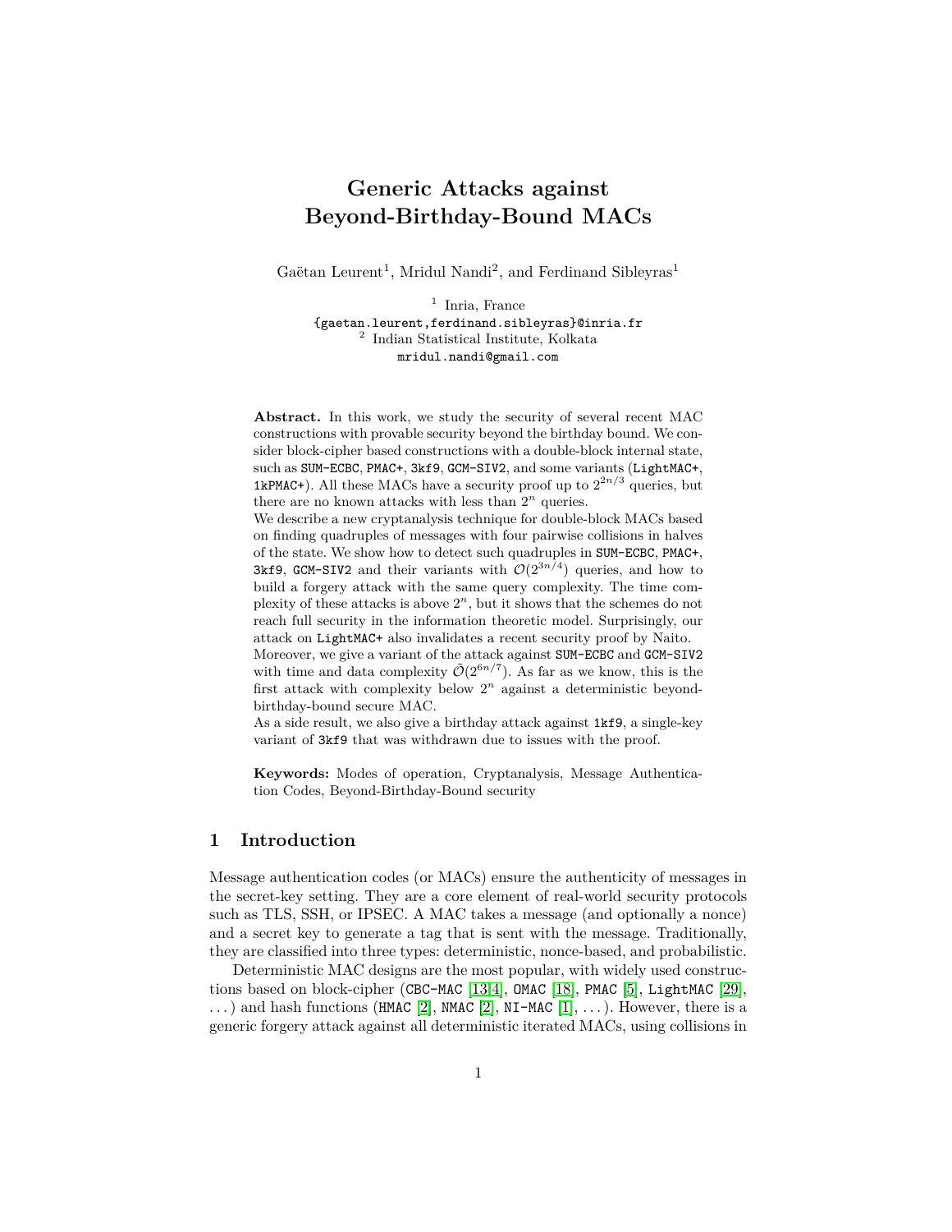# Generic Attacks against Beyond-Birthday-Bound MACs

Gaëtan Leurent[1], Mridul Nandi[2], and Ferdinand Sibleyras[1]

[1] Inria, France
`{gaetan.leurent,ferdinand.sibleyras}@inria.fr`
[2] Indian Statistical Institute, Kolkata
`mridul.nandi@gmail.com`

**Abstract.** In this work, we study the security of several recent MAC constructions with provable security beyond the birthday bound. We consider block-cipher based constructions with a double-block internal state, such as `SUM-ECBC`, `PMAC+`, `3kf9`, `GCM-SIV2`, and some variants (`LightMAC+`, `1kPMAC+`). All these MACs have a security proof up to $2^{2n/3}$ queries, but there are no known attacks with less than $2^n$ queries.

We describe a new cryptanalysis technique for double-block MACs based on finding quadruples of messages with four pairwise collisions in halves of the state. We show how to detect such quadruples in `SUM-ECBC`, `PMAC+`, `3kf9`, `GCM-SIV2` and their variants with $\mathcal{O}(2^{3n/4})$ queries, and how to build a forgery attack with the same query complexity. The time complexity of these attacks is above $2^n$, but it shows that the schemes do not reach full security in the information theoretic model. Surprisingly, our attack on `LightMAC+` also invalidates a recent security proof by Naito.

Moreover, we give a variant of the attack against `SUM-ECBC` and `GCM-SIV2` with time and data complexity $\tilde{\mathcal{O}}(2^{6n/7})$. As far as we know, this is the first attack with complexity below $2^n$ against a deterministic beyond-birthday-bound secure MAC.

As a side result, we also give a birthday attack against `1kf9`, a single-key variant of `3kf9` that was withdrawn due to issues with the proof.

**Keywords:** Modes of operation, Cryptanalysis, Message Authentication Codes, Beyond-Birthday-Bound security

## 1 Introduction

Message authentication codes (or MACs) ensure the authenticity of messages in the secret-key setting. They are a core element of real-world security protocols such as TLS, SSH, or IPSEC. A MAC takes a message (and optionally a nonce) and a secret key to generate a tag that is sent with the message. Traditionally, they are classified into three types: deterministic, nonce-based, and probabilistic.

Deterministic MAC designs are the most popular, with widely used constructions based on block-cipher (`CBC-MAC` [13,4], `OMAC` [18], `PMAC` [5], `LightMAC` [29], ...) and hash functions (`HMAC` [2], `NMAC` [2], `NI-MAC` [1], ...). However, there is a generic forgery attack against all deterministic iterated MACs, using collisions in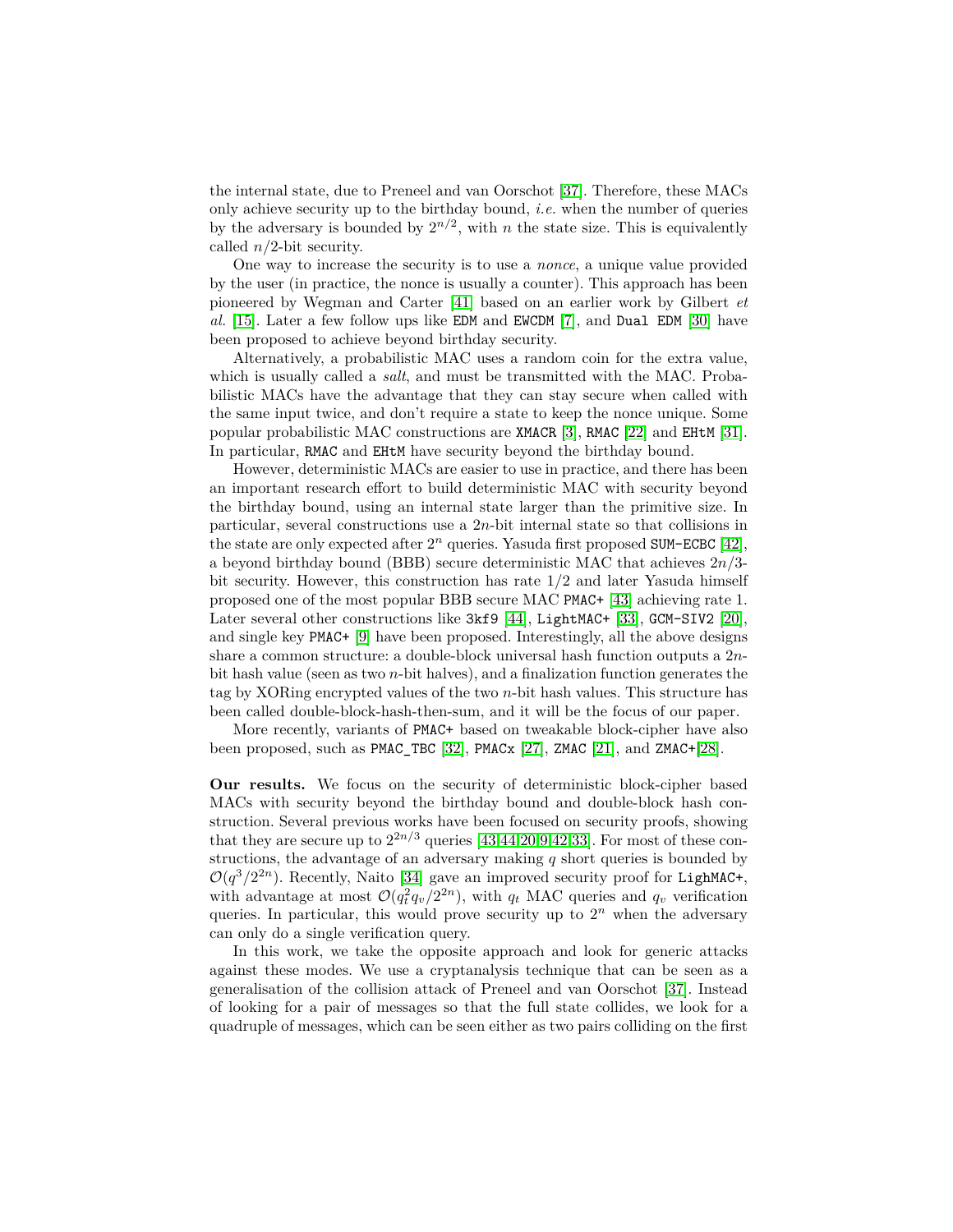the internal state, due to Preneel and van Oorschot [37]. Therefore, these MACs only achieve security up to the birthday bound, *i.e.* when the number of queries by the adversary is bounded by $2^{n/2}$, with $n$ the state size. This is equivalently called $n/2$-bit security.

One way to increase the security is to use a *nonce*, a unique value provided by the user (in practice, the nonce is usually a counter). This approach has been pioneered by Wegman and Carter [41] based on an earlier work by Gilbert *et al.* [15]. Later a few follow ups like EDM and EWCDM [7], and Dual EDM [30] have been proposed to achieve beyond birthday security.

Alternatively, a probabilistic MAC uses a random coin for the extra value, which is usually called a *salt*, and must be transmitted with the MAC. Probabilistic MACs have the advantage that they can stay secure when called with the same input twice, and don't require a state to keep the nonce unique. Some popular probabilistic MAC constructions are XMACR [3], RMAC [22] and EHtM [31]. In particular, RMAC and EHtM have security beyond the birthday bound.

However, deterministic MACs are easier to use in practice, and there has been an important research effort to build deterministic MAC with security beyond the birthday bound, using an internal state larger than the primitive size. In particular, several constructions use a $2n$-bit internal state so that collisions in the state are only expected after $2^n$ queries. Yasuda first proposed SUM-ECBC [42], a beyond birthday bound (BBB) secure deterministic MAC that achieves $2n/3$-bit security. However, this construction has rate $1/2$ and later Yasuda himself proposed one of the most popular BBB secure MAC PMAC+ [43] achieving rate 1. Later several other constructions like 3kf9 [44], LightMAC+ [33], GCM-SIV2 [20], and single key PMAC+ [9] have been proposed. Interestingly, all the above designs share a common structure: a double-block universal hash function outputs a $2n$-bit hash value (seen as two $n$-bit halves), and a finalization function generates the tag by XORing encrypted values of the two $n$-bit hash values. This structure has been called double-block-hash-then-sum, and it will be the focus of our paper.

More recently, variants of PMAC+ based on tweakable block-cipher have also been proposed, such as PMAC_TBC [32], PMACx [27], ZMAC [21], and ZMAC+[28].

**Our results.** We focus on the security of deterministic block-cipher based MACs with security beyond the birthday bound and double-block hash construction. Several previous works have been focused on security proofs, showing that they are secure up to $2^{2n/3}$ queries [43,44,20,9,42,33]. For most of these constructions, the advantage of an adversary making $q$ short queries is bounded by $\mathcal{O}(q^3/2^{2n})$. Recently, Naito [34] gave an improved security proof for LighMAC+, with advantage at most $\mathcal{O}(q_t^2 q_v/2^{2n})$, with $q_t$ MAC queries and $q_v$ verification queries. In particular, this would prove security up to $2^n$ when the adversary can only do a single verification query.

In this work, we take the opposite approach and look for generic attacks against these modes. We use a cryptanalysis technique that can be seen as a generalisation of the collision attack of Preneel and van Oorschot [37]. Instead of looking for a pair of messages so that the full state collides, we look for a quadruple of messages, which can be seen either as two pairs colliding on the first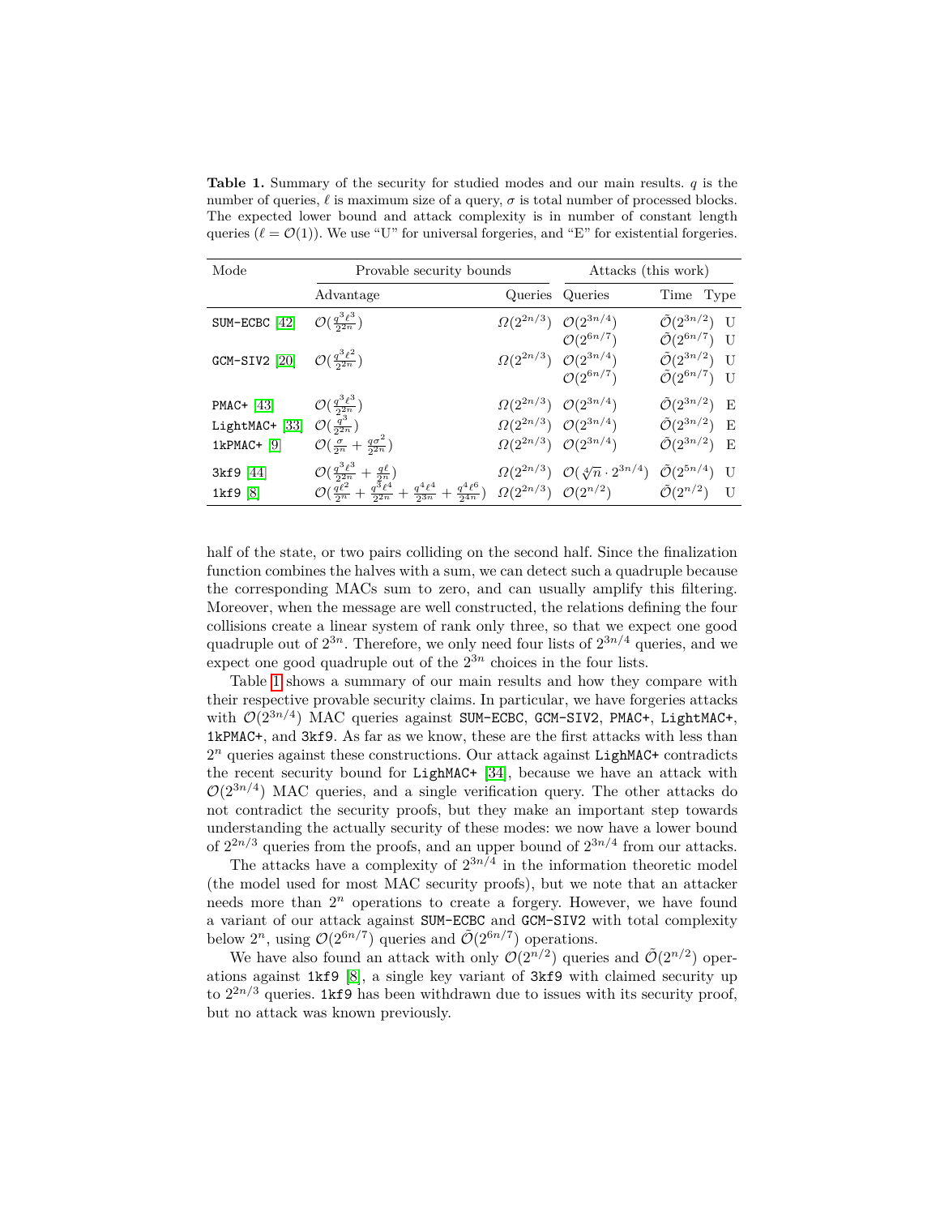**Table 1.** Summary of the security for studied modes and our main results. $q$ is the number of queries, $\ell$ is maximum size of a query, $\sigma$ is total number of processed blocks. The expected lower bound and attack complexity is in number of constant length queries ($\ell = \mathcal{O}(1)$). We use "U" for universal forgeries, and "E" for existential forgeries.

| Mode | Provable security bounds | | Attacks (this work) | | |
|---|---|---|---|---|---|
| | Advantage | Queries | Queries | Time | Type |
| SUM-ECBC [42] | $\mathcal{O}(\frac{q^3\ell^3}{2^{2n}})$ | $\Omega(2^{2n/3})$ | $\mathcal{O}(2^{3n/4})$ | $\tilde{\mathcal{O}}(2^{3n/2})$ | U |
| | | | $\mathcal{O}(2^{6n/7})$ | $\tilde{\mathcal{O}}(2^{6n/7})$ | U |
| GCM-SIV2 [20] | $\mathcal{O}(\frac{q^3\ell^2}{2^{2n}})$ | $\Omega(2^{2n/3})$ | $\mathcal{O}(2^{3n/4})$ | $\tilde{\mathcal{O}}(2^{3n/2})$ | U |
| | | | $\mathcal{O}(2^{6n/7})$ | $\tilde{\mathcal{O}}(2^{6n/7})$ | U |
| PMAC+ [43] | $\mathcal{O}(\frac{q^3\ell^3}{2^{2n}})$ | $\Omega(2^{2n/3})$ | $\mathcal{O}(2^{3n/4})$ | $\tilde{\mathcal{O}}(2^{3n/2})$ | E |
| LightMAC+ [33] | $\mathcal{O}(\frac{q^3}{2^{2n}})$ | $\Omega(2^{2n/3})$ | $\mathcal{O}(2^{3n/4})$ | $\tilde{\mathcal{O}}(2^{3n/2})$ | E |
| 1kPMAC+ [9] | $\mathcal{O}(\frac{\sigma}{2^n} + \frac{q\sigma^2}{2^{2n}})$ | $\Omega(2^{2n/3})$ | $\mathcal{O}(2^{3n/4})$ | $\tilde{\mathcal{O}}(2^{3n/2})$ | E |
| 3kf9 [44] | $\mathcal{O}(\frac{q^3\ell^3}{2^{2n}} + \frac{q\ell}{2^n})$ | $\Omega(2^{2n/3})$ | $\mathcal{O}(\sqrt[4]{n} \cdot 2^{3n/4})$ | $\tilde{\mathcal{O}}(2^{5n/4})$ | U |
| 1kf9 [8] | $\mathcal{O}(\frac{q\ell^2}{2^n} + \frac{q^3\ell^4}{2^{2n}} + \frac{q^4\ell^4}{2^{3n}} + \frac{q^4\ell^6}{2^{4n}})$ | $\Omega(2^{2n/3})$ | $\mathcal{O}(2^{n/2})$ | $\tilde{\mathcal{O}}(2^{n/2})$ | U |

half of the state, or two pairs colliding on the second half. Since the finalization function combines the halves with a sum, we can detect such a quadruple because the corresponding MACs sum to zero, and can usually amplify this filtering. Moreover, when the message are well constructed, the relations defining the four collisions create a linear system of rank only three, so that we expect one good quadruple out of $2^{3n}$. Therefore, we only need four lists of $2^{3n/4}$ queries, and we expect one good quadruple out of the $2^{3n}$ choices in the four lists.

Table 1 shows a summary of our main results and how they compare with their respective provable security claims. In particular, we have forgeries attacks with $\mathcal{O}(2^{3n/4})$ MAC queries against SUM-ECBC, GCM-SIV2, PMAC+, LightMAC+, 1kPMAC+, and 3kf9. As far as we know, these are the first attacks with less than $2^n$ queries against these constructions. Our attack against LighMAC+ contradicts the recent security bound for LighMAC+ [34], because we have an attack with $\mathcal{O}(2^{3n/4})$ MAC queries, and a single verification query. The other attacks do not contradict the security proofs, but they make an important step towards understanding the actually security of these modes: we now have a lower bound of $2^{2n/3}$ queries from the proofs, and an upper bound of $2^{3n/4}$ from our attacks.

The attacks have a complexity of $2^{3n/4}$ in the information theoretic model (the model used for most MAC security proofs), but we note that an attacker needs more than $2^n$ operations to create a forgery. However, we have found a variant of our attack against SUM-ECBC and GCM-SIV2 with total complexity below $2^n$, using $\mathcal{O}(2^{6n/7})$ queries and $\tilde{\mathcal{O}}(2^{6n/7})$ operations.

We have also found an attack with only $\mathcal{O}(2^{n/2})$ queries and $\tilde{\mathcal{O}}(2^{n/2})$ operations against 1kf9 [8], a single key variant of 3kf9 with claimed security up to $2^{2n/3}$ queries. 1kf9 has been withdrawn due to issues with its security proof, but no attack was known previously.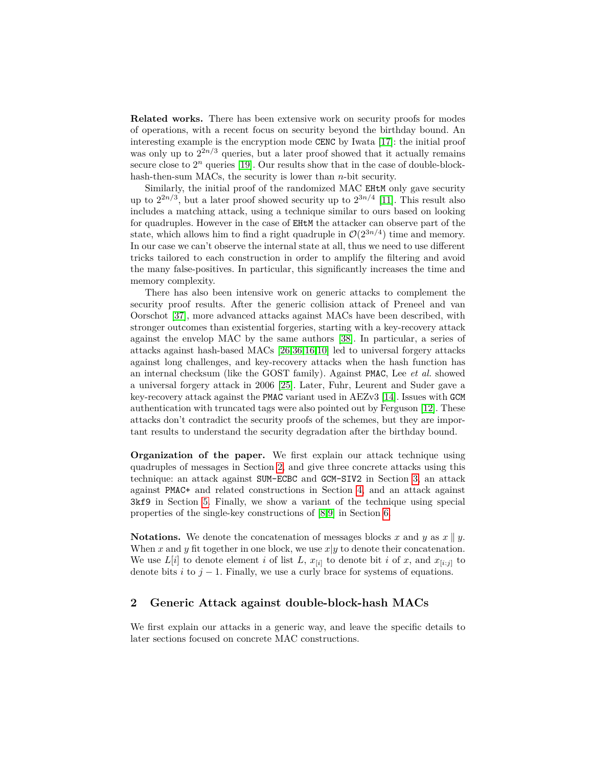**Related works.** There has been extensive work on security proofs for modes of operations, with a recent focus on security beyond the birthday bound. An interesting example is the encryption mode CENC by Iwata [17]: the initial proof was only up to $2^{2n/3}$ queries, but a later proof showed that it actually remains secure close to $2^n$ queries [19]. Our results show that in the case of double-block-hash-then-sum MACs, the security is lower than $n$-bit security.

Similarly, the initial proof of the randomized MAC EHtM only gave security up to $2^{2n/3}$, but a later proof showed security up to $2^{3n/4}$ [11]. This result also includes a matching attack, using a technique similar to ours based on looking for quadruples. However in the case of EHtM the attacker can observe part of the state, which allows him to find a right quadruple in $\mathcal{O}(2^{3n/4})$ time and memory. In our case we can't observe the internal state at all, thus we need to use different tricks tailored to each construction in order to amplify the filtering and avoid the many false-positives. In particular, this significantly increases the time and memory complexity.

There has also been intensive work on generic attacks to complement the security proof results. After the generic collision attack of Preneel and van Oorschot [37], more advanced attacks against MACs have been described, with stronger outcomes than existential forgeries, starting with a key-recovery attack against the envelop MAC by the same authors [38]. In particular, a series of attacks against hash-based MACs [26,36,16,10] led to universal forgery attacks against long challenges, and key-recovery attacks when the hash function has an internal checksum (like the GOST family). Against PMAC, Lee *et al.* showed a universal forgery attack in 2006 [25]. Later, Fuhr, Leurent and Suder gave a key-recovery attack against the PMAC variant used in AEZv3 [14]. Issues with GCM authentication with truncated tags were also pointed out by Ferguson [12]. These attacks don't contradict the security proofs of the schemes, but they are important results to understand the security degradation after the birthday bound.

**Organization of the paper.** We first explain our attack technique using quadruples of messages in Section 2, and give three concrete attacks using this technique: an attack against SUM-ECBC and GCM-SIV2 in Section 3, an attack against PMAC+ and related constructions in Section 4, and an attack against 3kf9 in Section 5. Finally, we show a variant of the technique using special properties of the single-key constructions of [8,9] in Section 6.

**Notations.** We denote the concatenation of messages blocks $x$ and $y$ as $x \parallel y$. When $x$ and $y$ fit together in one block, we use $x|y$ to denote their concatenation. We use $L[i]$ to denote element $i$ of list $L$, $x_{[i]}$ to denote bit $i$ of $x$, and $x_{[i:j]}$ to denote bits $i$ to $j-1$. Finally, we use a curly brace for systems of equations.

## 2 Generic Attack against double-block-hash MACs

We first explain our attacks in a generic way, and leave the specific details to later sections focused on concrete MAC constructions.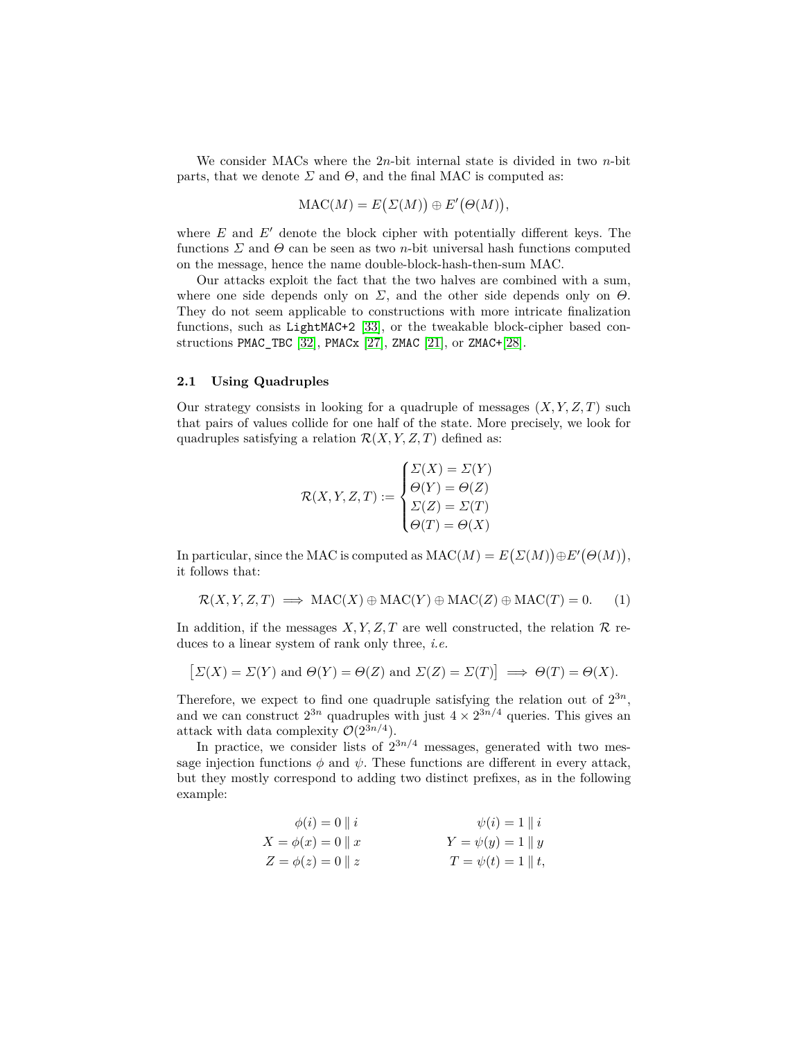We consider MACs where the $2n$-bit internal state is divided in two $n$-bit parts, that we denote $\Sigma$ and $\Theta$, and the final MAC is computed as:

$$\mathrm{MAC}(M) = E\big(\Sigma(M)\big) \oplus E'\big(\Theta(M)\big),$$

where $E$ and $E'$ denote the block cipher with potentially different keys. The functions $\Sigma$ and $\Theta$ can be seen as two $n$-bit universal hash functions computed on the message, hence the name double-block-hash-then-sum MAC.

Our attacks exploit the fact that the two halves are combined with a sum, where one side depends only on $\Sigma$, and the other side depends only on $\Theta$. They do not seem applicable to constructions with more intricate finalization functions, such as `LightMAC+2` [33], or the tweakable block-cipher based constructions `PMAC_TBC` [32], `PMACx` [27], `ZMAC` [21], or `ZMAC+`[28].

### 2.1 Using Quadruples

Our strategy consists in looking for a quadruple of messages $(X, Y, Z, T)$ such that pairs of values collide for one half of the state. More precisely, we look for quadruples satisfying a relation $\mathcal{R}(X, Y, Z, T)$ defined as:

$$\mathcal{R}(X, Y, Z, T) := \begin{cases} \Sigma(X) = \Sigma(Y) \\ \Theta(Y) = \Theta(Z) \\ \Sigma(Z) = \Sigma(T) \\ \Theta(T) = \Theta(X) \end{cases}$$

In particular, since the MAC is computed as $\mathrm{MAC}(M) = E\big(\Sigma(M)\big) \oplus E'\big(\Theta(M)\big)$, it follows that:

$$\mathcal{R}(X, Y, Z, T) \implies \mathrm{MAC}(X) \oplus \mathrm{MAC}(Y) \oplus \mathrm{MAC}(Z) \oplus \mathrm{MAC}(T) = 0. \quad (1)$$

In addition, if the messages $X, Y, Z, T$ are well constructed, the relation $\mathcal{R}$ reduces to a linear system of rank only three, *i.e.*

$$\big[\Sigma(X) = \Sigma(Y) \text{ and } \Theta(Y) = \Theta(Z) \text{ and } \Sigma(Z) = \Sigma(T)\big] \implies \Theta(T) = \Theta(X).$$

Therefore, we expect to find one quadruple satisfying the relation out of $2^{3n}$, and we can construct $2^{3n}$ quadruples with just $4 \times 2^{3n/4}$ queries. This gives an attack with data complexity $\mathcal{O}(2^{3n/4})$.

In practice, we consider lists of $2^{3n/4}$ messages, generated with two message injection functions $\phi$ and $\psi$. These functions are different in every attack, but they mostly correspond to adding two distinct prefixes, as in the following example:

$$\begin{aligned} \phi(i) &= 0 \,\|\, i & \psi(i) &= 1 \,\|\, i \\ X = \phi(x) &= 0 \,\|\, x & Y = \psi(y) &= 1 \,\|\, y \\ Z = \phi(z) &= 0 \,\|\, z & T = \psi(t) &= 1 \,\|\, t, \end{aligned}$$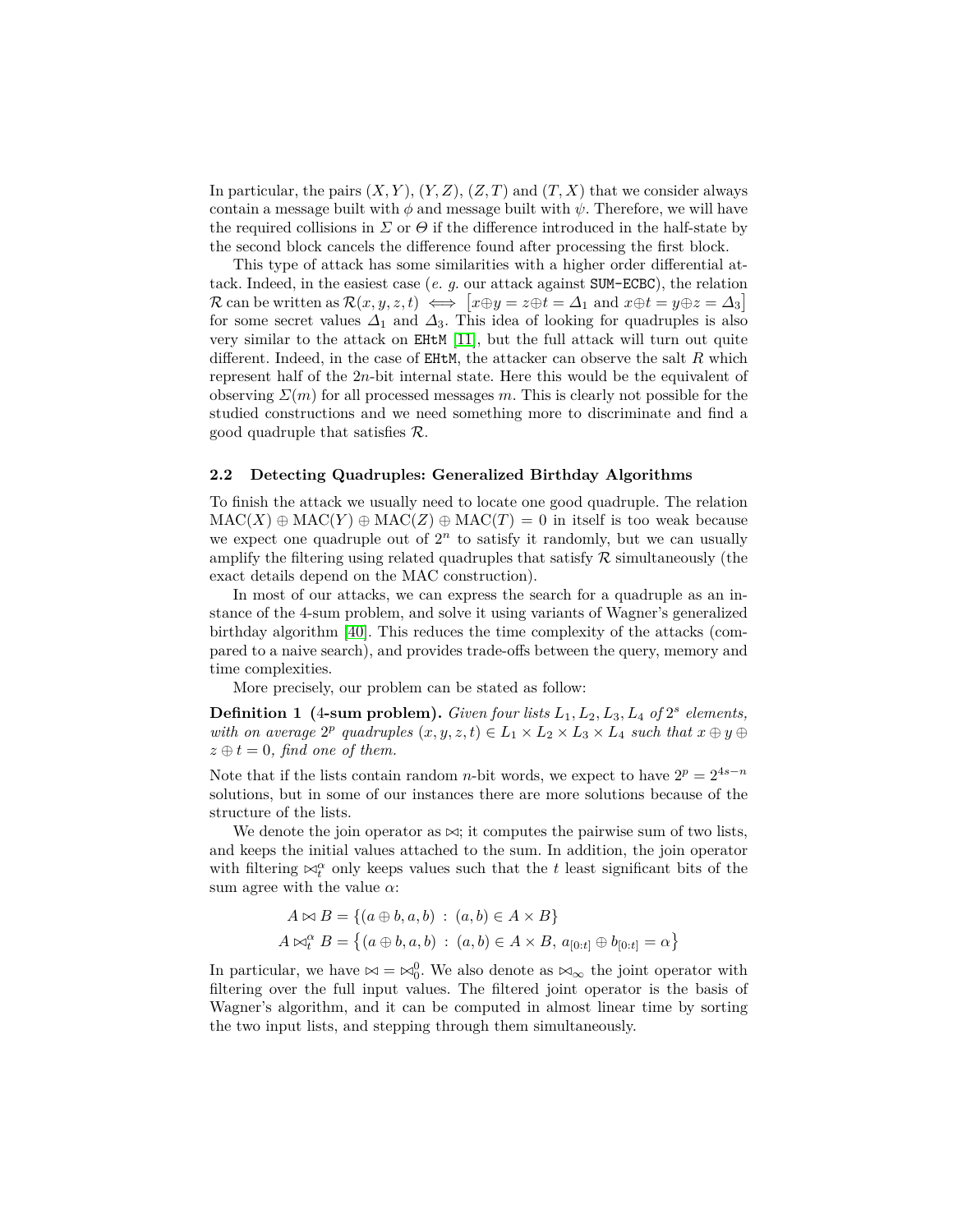In particular, the pairs $(X, Y)$, $(Y, Z)$, $(Z, T)$ and $(T, X)$ that we consider always contain a message built with $\phi$ and message built with $\psi$. Therefore, we will have the required collisions in $\Sigma$ or $\Theta$ if the difference introduced in the half-state by the second block cancels the difference found after processing the first block.

This type of attack has some similarities with a higher order differential attack. Indeed, in the easiest case (*e. g.* our attack against SUM-ECBC), the relation $\mathcal{R}$ can be written as $\mathcal{R}(x, y, z, t) \iff \left[x \oplus y = z \oplus t = \Delta_1 \text{ and } x \oplus t = y \oplus z = \Delta_3\right]$ for some secret values $\Delta_1$ and $\Delta_3$. This idea of looking for quadruples is also very similar to the attack on EHtM [11], but the full attack will turn out quite different. Indeed, in the case of EHtM, the attacker can observe the salt $R$ which represent half of the $2n$-bit internal state. Here this would be the equivalent of observing $\Sigma(m)$ for all processed messages $m$. This is clearly not possible for the studied constructions and we need something more to discriminate and find a good quadruple that satisfies $\mathcal{R}$.

### 2.2 Detecting Quadruples: Generalized Birthday Algorithms

To finish the attack we usually need to locate one good quadruple. The relation $\text{MAC}(X) \oplus \text{MAC}(Y) \oplus \text{MAC}(Z) \oplus \text{MAC}(T) = 0$ in itself is too weak because we expect one quadruple out of $2^n$ to satisfy it randomly, but we can usually amplify the filtering using related quadruples that satisfy $\mathcal{R}$ simultaneously (the exact details depend on the MAC construction).

In most of our attacks, we can express the search for a quadruple as an instance of the 4-sum problem, and solve it using variants of Wagner's generalized birthday algorithm [40]. This reduces the time complexity of the attacks (compared to a naive search), and provides trade-offs between the query, memory and time complexities.

More precisely, our problem can be stated as follow:

**Definition 1 (4-sum problem).** *Given four lists $L_1, L_2, L_3, L_4$ of $2^s$ elements, with on average $2^p$ quadruples $(x, y, z, t) \in L_1 \times L_2 \times L_3 \times L_4$ such that $x \oplus y \oplus z \oplus t = 0$, find one of them.*

Note that if the lists contain random $n$-bit words, we expect to have $2^p = 2^{4s-n}$ solutions, but in some of our instances there are more solutions because of the structure of the lists.

We denote the join operator as $\bowtie$; it computes the pairwise sum of two lists, and keeps the initial values attached to the sum. In addition, the join operator with filtering $\bowtie_t^\alpha$ only keeps values such that the $t$ least significant bits of the sum agree with the value $\alpha$:

$$A \bowtie B = \{(a \oplus b, a, b) \; : \; (a, b) \in A \times B\}$$

$$A \bowtie_t^\alpha B = \left\{(a \oplus b, a, b) \; : \; (a, b) \in A \times B, \; a_{[0:t]} \oplus b_{[0:t]} = \alpha\right\}$$

In particular, we have $\bowtie = \bowtie_0^0$. We also denote as $\bowtie_\infty$ the joint operator with filtering over the full input values. The filtered joint operator is the basis of Wagner's algorithm, and it can be computed in almost linear time by sorting the two input lists, and stepping through them simultaneously.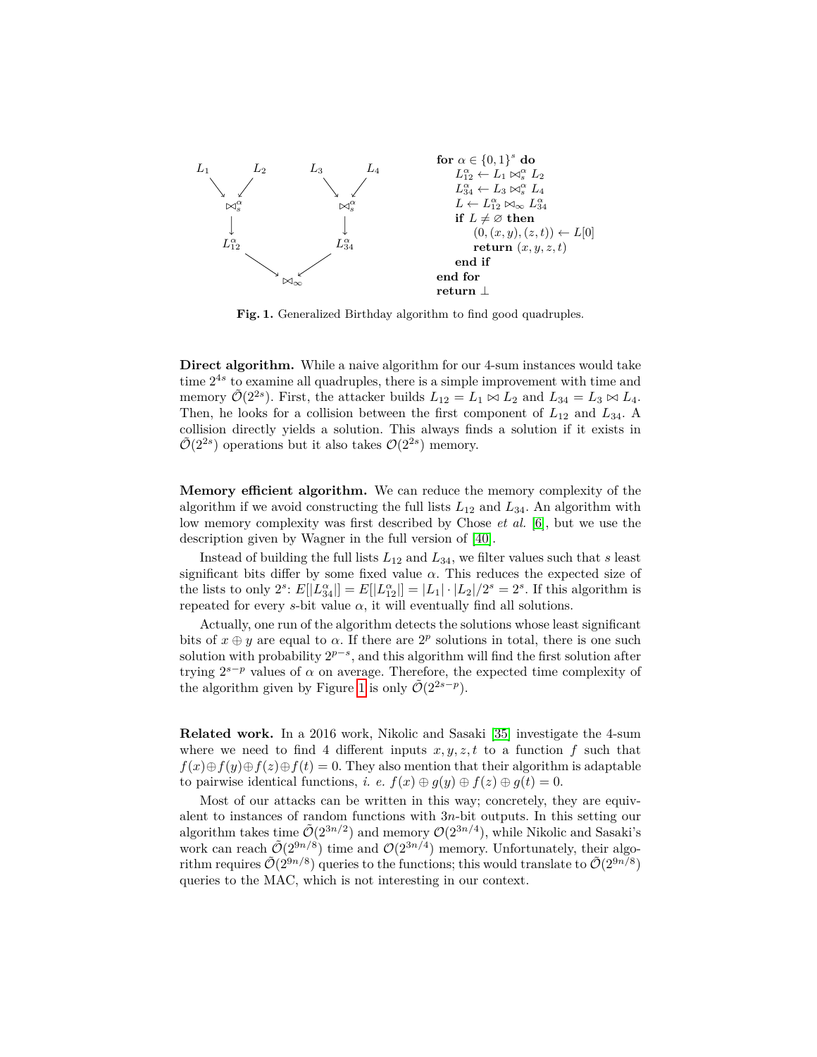```
for α ∈ {0,1}^s do
    L_12^α ← L_1 ⋈_s^α L_2
    L_34^α ← L_3 ⋈_s^α L_4
    L ← L_12^α ⋈_∞ L_34^α
    if L ≠ ∅ then
        (0, (x, y), (z, t)) ← L[0]
        return (x, y, z, t)
    end if
end for
return ⊥
```

**Fig. 1.** Generalized Birthday algorithm to find good quadruples.

**Direct algorithm.** While a naive algorithm for our 4-sum instances would take time $2^{4s}$ to examine all quadruples, there is a simple improvement with time and memory $\tilde{\mathcal{O}}(2^{2s})$. First, the attacker builds $L_{12} = L_1 \bowtie L_2$ and $L_{34} = L_3 \bowtie L_4$. Then, he looks for a collision between the first component of $L_{12}$ and $L_{34}$. A collision directly yields a solution. This always finds a solution if it exists in $\tilde{\mathcal{O}}(2^{2s})$ operations but it also takes $\mathcal{O}(2^{2s})$ memory.

**Memory efficient algorithm.** We can reduce the memory complexity of the algorithm if we avoid constructing the full lists $L_{12}$ and $L_{34}$. An algorithm with low memory complexity was first described by Chose *et al.* [6], but we use the description given by Wagner in the full version of [40].

Instead of building the full lists $L_{12}$ and $L_{34}$, we filter values such that $s$ least significant bits differ by some fixed value $\alpha$. This reduces the expected size of the lists to only $2^s$: $E[|L_{34}^\alpha|] = E[|L_{12}^\alpha|] = |L_1| \cdot |L_2|/2^s = 2^s$. If this algorithm is repeated for every $s$-bit value $\alpha$, it will eventually find all solutions.

Actually, one run of the algorithm detects the solutions whose least significant bits of $x \oplus y$ are equal to $\alpha$. If there are $2^p$ solutions in total, there is one such solution with probability $2^{p-s}$, and this algorithm will find the first solution after trying $2^{s-p}$ values of $\alpha$ on average. Therefore, the expected time complexity of the algorithm given by Figure 1 is only $\tilde{\mathcal{O}}(2^{2s-p})$.

**Related work.** In a 2016 work, Nikolic and Sasaki [35] investigate the 4-sum where we need to find 4 different inputs $x, y, z, t$ to a function $f$ such that $f(x) \oplus f(y) \oplus f(z) \oplus f(t) = 0$. They also mention that their algorithm is adaptable to pairwise identical functions, *i. e.* $f(x) \oplus g(y) \oplus f(z) \oplus g(t) = 0$.

Most of our attacks can be written in this way; concretely, they are equivalent to instances of random functions with $3n$-bit outputs. In this setting our algorithm takes time $\tilde{\mathcal{O}}(2^{3n/2})$ and memory $\mathcal{O}(2^{3n/4})$, while Nikolic and Sasaki's work can reach $\tilde{\mathcal{O}}(2^{9n/8})$ time and $\mathcal{O}(2^{3n/4})$ memory. Unfortunately, their algorithm requires $\tilde{\mathcal{O}}(2^{9n/8})$ queries to the functions; this would translate to $\tilde{\mathcal{O}}(2^{9n/8})$ queries to the MAC, which is not interesting in our context.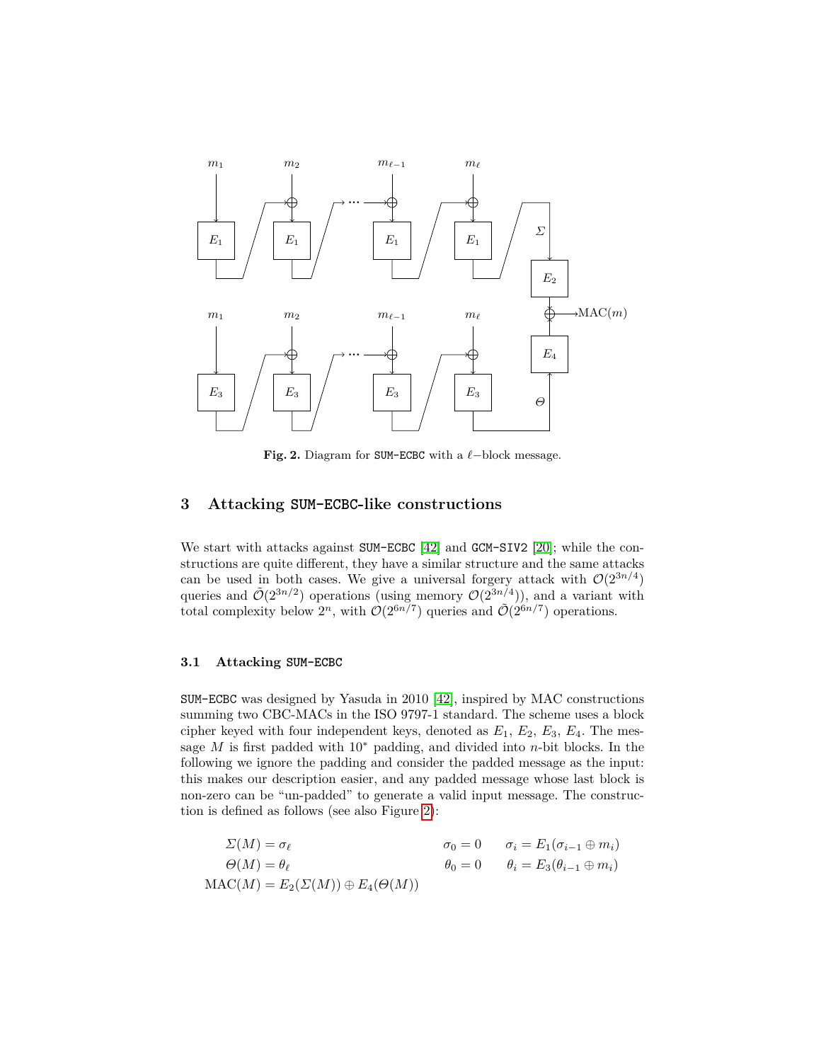**Fig. 2.** Diagram for SUM-ECBC with a $\ell$−block message.

## 3 Attacking SUM-ECBC-like constructions

We start with attacks against SUM-ECBC [42] and GCM-SIV2 [20]; while the constructions are quite different, they have a similar structure and the same attacks can be used in both cases. We give a universal forgery attack with $\mathcal{O}(2^{3n/4})$ queries and $\tilde{\mathcal{O}}(2^{3n/2})$ operations (using memory $\mathcal{O}(2^{3n/4})$), and a variant with total complexity below $2^n$, with $\mathcal{O}(2^{6n/7})$ queries and $\tilde{\mathcal{O}}(2^{6n/7})$ operations.

### 3.1 Attacking SUM-ECBC

SUM-ECBC was designed by Yasuda in 2010 [42], inspired by MAC constructions summing two CBC-MACs in the ISO 9797-1 standard. The scheme uses a block cipher keyed with four independent keys, denoted as $E_1$, $E_2$, $E_3$, $E_4$. The message $M$ is first padded with $10^*$ padding, and divided into $n$-bit blocks. In the following we ignore the padding and consider the padded message as the input: this makes our description easier, and any padded message whose last block is non-zero can be "un-padded" to generate a valid input message. The construction is defined as follows (see also Figure 2):

$$
\begin{aligned}
\Sigma(M) &= \sigma_\ell & \sigma_0 &= 0 & \sigma_i &= E_1(\sigma_{i-1} \oplus m_i) \\
\Theta(M) &= \theta_\ell & \theta_0 &= 0 & \theta_i &= E_3(\theta_{i-1} \oplus m_i) \\
\mathrm{MAC}(M) &= E_2(\Sigma(M)) \oplus E_4(\Theta(M))
\end{aligned}
$$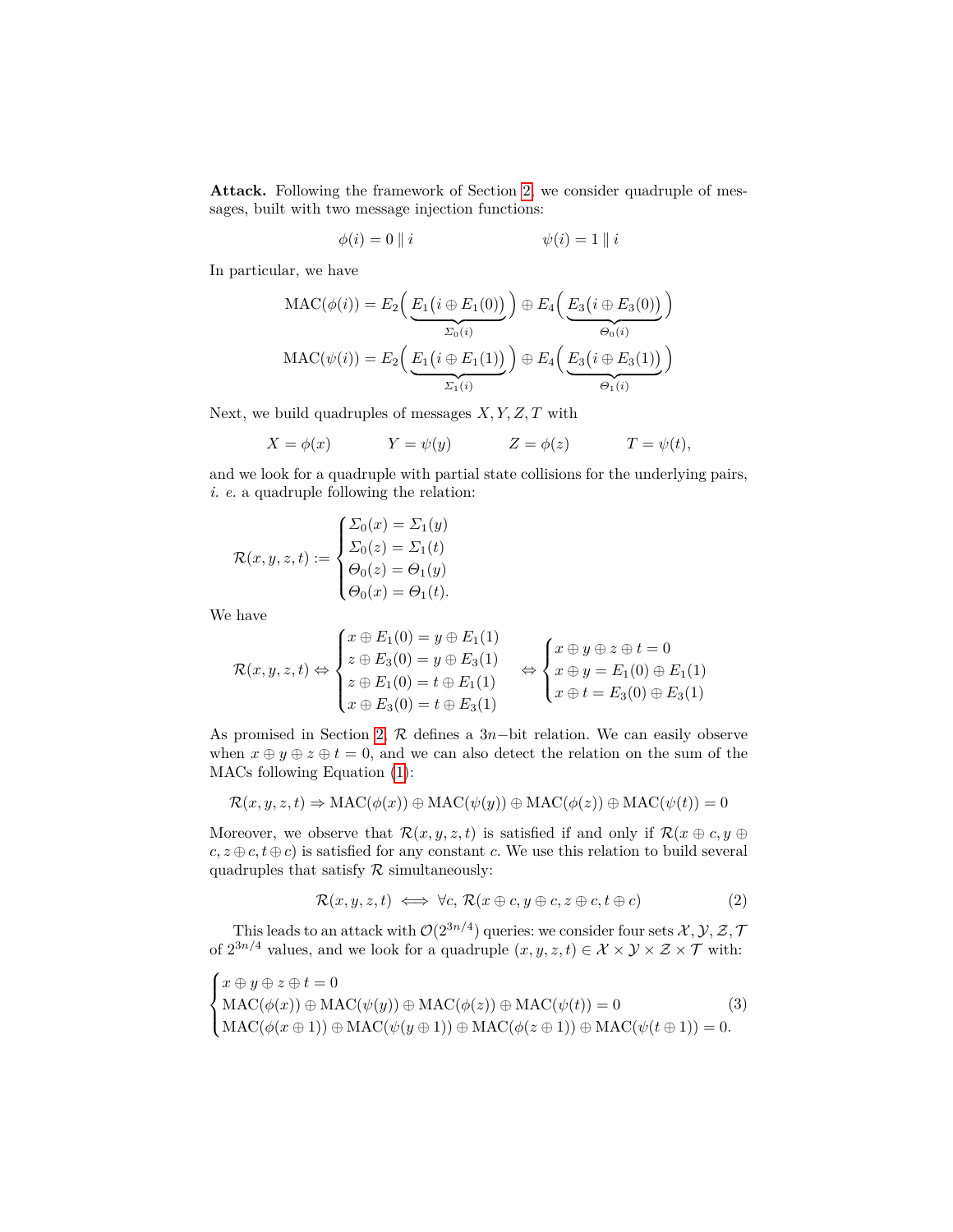**Attack.** Following the framework of Section 2, we consider quadruple of messages, built with two message injection functions:

$$\phi(i) = 0 \parallel i \qquad\qquad \psi(i) = 1 \parallel i$$

In particular, we have

$$\mathrm{MAC}(\phi(i)) = E_2\Big(\underbrace{E_1\big(i \oplus E_1(0)\big)}_{\Sigma_0(i)}\Big) \oplus E_4\Big(\underbrace{E_3\big(i \oplus E_3(0)\big)}_{\Theta_0(i)}\Big)$$

$$\mathrm{MAC}(\psi(i)) = E_2\Big(\underbrace{E_1\big(i \oplus E_1(1)\big)}_{\Sigma_1(i)}\Big) \oplus E_4\Big(\underbrace{E_3\big(i \oplus E_3(1)\big)}_{\Theta_1(i)}\Big)$$

Next, we build quadruples of messages $X, Y, Z, T$ with

$$X = \phi(x) \qquad Y = \psi(y) \qquad Z = \phi(z) \qquad T = \psi(t),$$

and we look for a quadruple with partial state collisions for the underlying pairs, *i. e.* a quadruple following the relation:

$$\mathcal{R}(x,y,z,t) := \begin{cases} \Sigma_0(x) = \Sigma_1(y) \\ \Sigma_0(z) = \Sigma_1(t) \\ \Theta_0(z) = \Theta_1(y) \\ \Theta_0(x) = \Theta_1(t). \end{cases}$$

We have

$$\mathcal{R}(x,y,z,t) \Leftrightarrow \begin{cases} x \oplus E_1(0) = y \oplus E_1(1) \\ z \oplus E_3(0) = y \oplus E_3(1) \\ z \oplus E_1(0) = t \oplus E_1(1) \\ x \oplus E_3(0) = t \oplus E_3(1) \end{cases} \Leftrightarrow \begin{cases} x \oplus y \oplus z \oplus t = 0 \\ x \oplus y = E_1(0) \oplus E_1(1) \\ x \oplus t = E_3(0) \oplus E_3(1) \end{cases}$$

As promised in Section 2, $\mathcal{R}$ defines a $3n-$bit relation. We can easily observe when $x \oplus y \oplus z \oplus t = 0$, and we can also detect the relation on the sum of the MACs following Equation (1):

$$\mathcal{R}(x,y,z,t) \Rightarrow \mathrm{MAC}(\phi(x)) \oplus \mathrm{MAC}(\psi(y)) \oplus \mathrm{MAC}(\phi(z)) \oplus \mathrm{MAC}(\psi(t)) = 0$$

Moreover, we observe that $\mathcal{R}(x,y,z,t)$ is satisfied if and only if $\mathcal{R}(x \oplus c, y \oplus c, z \oplus c, t \oplus c)$ is satisfied for any constant $c$. We use this relation to build several quadruples that satisfy $\mathcal{R}$ simultaneously:

$$\mathcal{R}(x,y,z,t) \iff \forall c,\ \mathcal{R}(x \oplus c, y \oplus c, z \oplus c, t \oplus c) \tag{2}$$

This leads to an attack with $\mathcal{O}(2^{3n/4})$ queries: we consider four sets $\mathcal{X}, \mathcal{Y}, \mathcal{Z}, \mathcal{T}$ of $2^{3n/4}$ values, and we look for a quadruple $(x,y,z,t) \in \mathcal{X} \times \mathcal{Y} \times \mathcal{Z} \times \mathcal{T}$ with:

$$\begin{cases} x \oplus y \oplus z \oplus t = 0 \\ \mathrm{MAC}(\phi(x)) \oplus \mathrm{MAC}(\psi(y)) \oplus \mathrm{MAC}(\phi(z)) \oplus \mathrm{MAC}(\psi(t)) = 0 \\ \mathrm{MAC}(\phi(x \oplus 1)) \oplus \mathrm{MAC}(\psi(y \oplus 1)) \oplus \mathrm{MAC}(\phi(z \oplus 1)) \oplus \mathrm{MAC}(\psi(t \oplus 1)) = 0. \end{cases} \tag{3}$$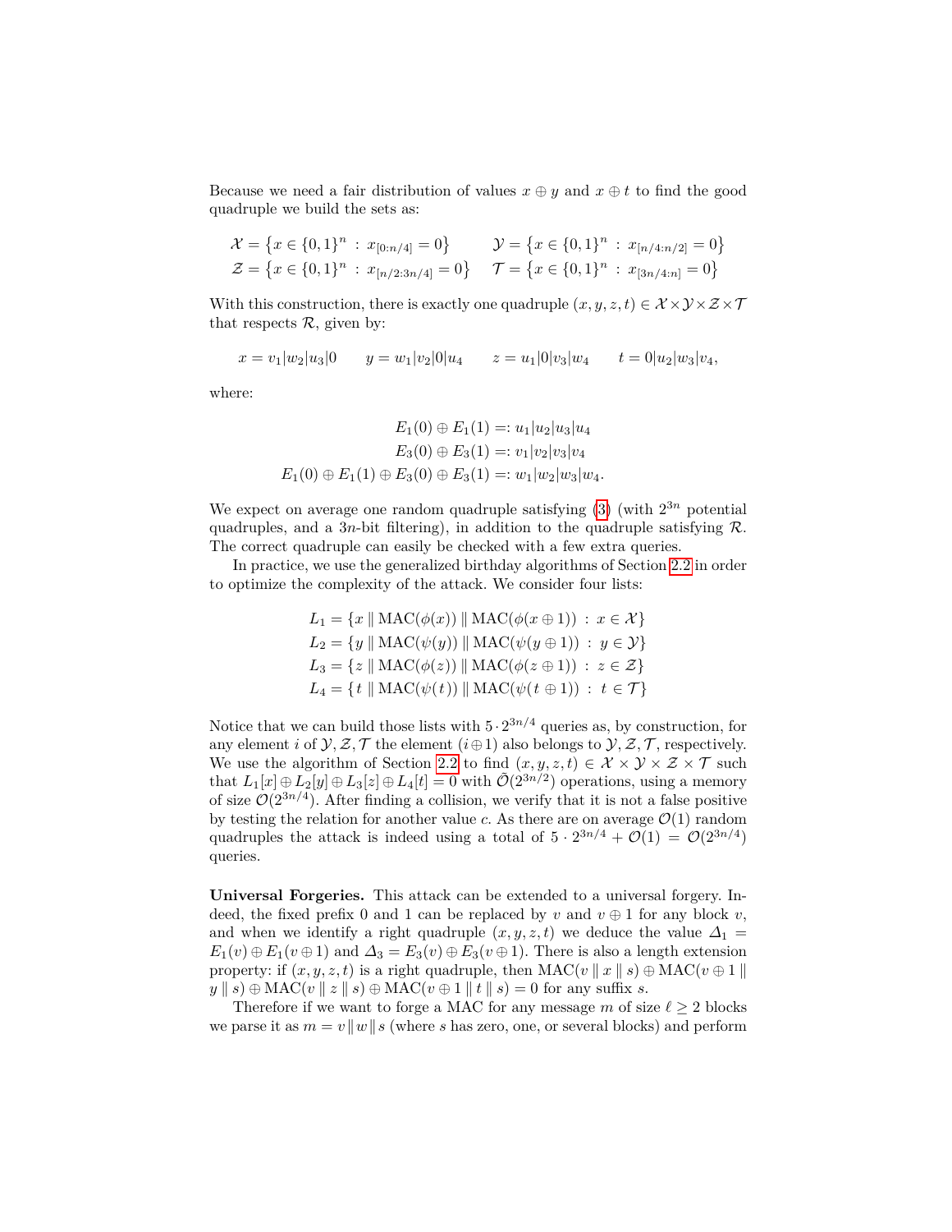Because we need a fair distribution of values $x \oplus y$ and $x \oplus t$ to find the good quadruple we build the sets as:

$$
\mathcal{X} = \{x \in \{0,1\}^n \,:\, x_{[0:n/4]} = 0\} \qquad \mathcal{Y} = \{x \in \{0,1\}^n \,:\, x_{[n/4:n/2]} = 0\}
$$
$$
\mathcal{Z} = \{x \in \{0,1\}^n \,:\, x_{[n/2:3n/4]} = 0\} \qquad \mathcal{T} = \{x \in \{0,1\}^n \,:\, x_{[3n/4:n]} = 0\}
$$

With this construction, there is exactly one quadruple $(x, y, z, t) \in \mathcal{X} \times \mathcal{Y} \times \mathcal{Z} \times \mathcal{T}$ that respects $\mathcal{R}$, given by:

$$
x = v_1|w_2|u_3|0 \qquad y = w_1|v_2|0|u_4 \qquad z = u_1|0|v_3|w_4 \qquad t = 0|u_2|w_3|v_4,
$$

where:

$$
E_1(0) \oplus E_1(1) =: u_1|u_2|u_3|u_4
$$
$$
E_3(0) \oplus E_3(1) =: v_1|v_2|v_3|v_4
$$
$$
E_1(0) \oplus E_1(1) \oplus E_3(0) \oplus E_3(1) =: w_1|w_2|w_3|w_4.
$$

We expect on average one random quadruple satisfying (3) (with $2^{3n}$ potential quadruples, and a $3n$-bit filtering), in addition to the quadruple satisfying $\mathcal{R}$. The correct quadruple can easily be checked with a few extra queries.

In practice, we use the generalized birthday algorithms of Section 2.2 in order to optimize the complexity of the attack. We consider four lists:

$$
L_1 = \{x \parallel \mathrm{MAC}(\phi(x)) \parallel \mathrm{MAC}(\phi(x \oplus 1)) \,:\, x \in \mathcal{X}\}
$$
$$
L_2 = \{y \parallel \mathrm{MAC}(\psi(y)) \parallel \mathrm{MAC}(\psi(y \oplus 1)) \,:\, y \in \mathcal{Y}\}
$$
$$
L_3 = \{z \parallel \mathrm{MAC}(\phi(z)) \parallel \mathrm{MAC}(\phi(z \oplus 1)) \,:\, z \in \mathcal{Z}\}
$$
$$
L_4 = \{t \parallel \mathrm{MAC}(\psi(t)) \parallel \mathrm{MAC}(\psi(t \oplus 1)) \,:\, t \in \mathcal{T}\}
$$

Notice that we can build those lists with $5 \cdot 2^{3n/4}$ queries as, by construction, for any element $i$ of $\mathcal{Y}, \mathcal{Z}, \mathcal{T}$ the element $(i \oplus 1)$ also belongs to $\mathcal{Y}, \mathcal{Z}, \mathcal{T}$, respectively. We use the algorithm of Section 2.2 to find $(x, y, z, t) \in \mathcal{X} \times \mathcal{Y} \times \mathcal{Z} \times \mathcal{T}$ such that $L_1[x] \oplus L_2[y] \oplus L_3[z] \oplus L_4[t] = 0$ with $\tilde{\mathcal{O}}(2^{3n/2})$ operations, using a memory of size $\mathcal{O}(2^{3n/4})$. After finding a collision, we verify that it is not a false positive by testing the relation for another value $c$. As there are on average $\mathcal{O}(1)$ random quadruples the attack is indeed using a total of $5 \cdot 2^{3n/4} + \mathcal{O}(1) = \mathcal{O}(2^{3n/4})$ queries.

**Universal Forgeries.** This attack can be extended to a universal forgery. Indeed, the fixed prefix 0 and 1 can be replaced by $v$ and $v \oplus 1$ for any block $v$, and when we identify a right quadruple $(x, y, z, t)$ we deduce the value $\Delta_1 = E_1(v) \oplus E_1(v \oplus 1)$ and $\Delta_3 = E_3(v) \oplus E_3(v \oplus 1)$. There is also a length extension property: if $(x, y, z, t)$ is a right quadruple, then $\mathrm{MAC}(v \parallel x \parallel s) \oplus \mathrm{MAC}(v \oplus 1 \parallel y \parallel s) \oplus \mathrm{MAC}(v \parallel z \parallel s) \oplus \mathrm{MAC}(v \oplus 1 \parallel t \parallel s) = 0$ for any suffix $s$.

Therefore if we want to forge a MAC for any message $m$ of size $\ell \geq 2$ blocks we parse it as $m = v \parallel w \parallel s$ (where $s$ has zero, one, or several blocks) and perform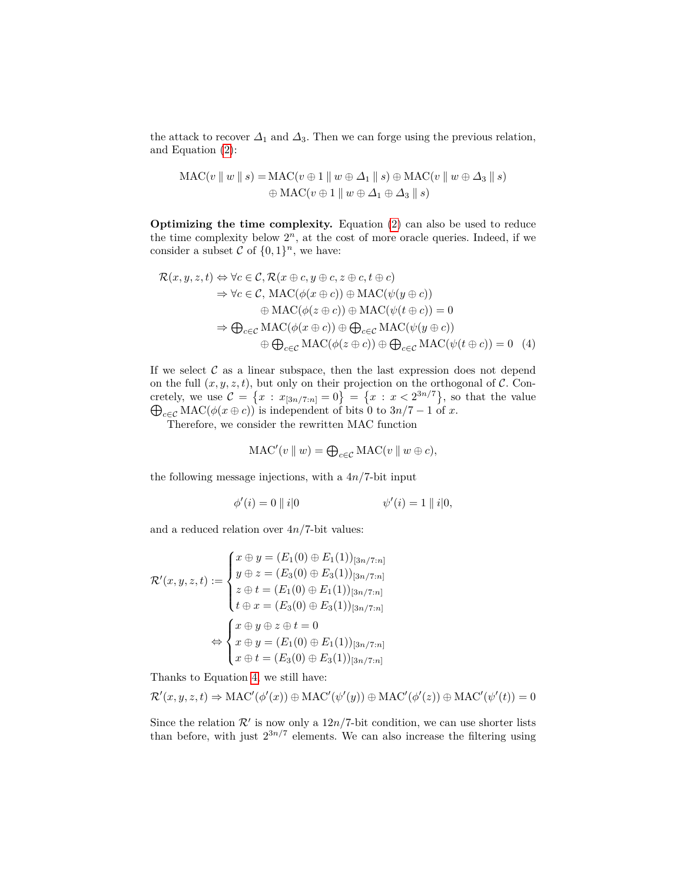the attack to recover $\varDelta_1$ and $\varDelta_3$. Then we can forge using the previous relation, and Equation (2):

$$\begin{aligned}\mathrm{MAC}(v \parallel w \parallel s) = {} & \mathrm{MAC}(v \oplus 1 \parallel w \oplus \varDelta_1 \parallel s) \oplus \mathrm{MAC}(v \parallel w \oplus \varDelta_3 \parallel s) \\ & \oplus \mathrm{MAC}(v \oplus 1 \parallel w \oplus \varDelta_1 \oplus \varDelta_3 \parallel s)\end{aligned}$$

**Optimizing the time complexity.** Equation (2) can also be used to reduce the time complexity below $2^n$, at the cost of more oracle queries. Indeed, if we consider a subset $\mathcal{C}$ of $\{0,1\}^n$, we have:

$$\begin{aligned}\mathcal{R}(x,y,z,t) & \Leftrightarrow \forall c \in \mathcal{C}, \mathcal{R}(x \oplus c, y \oplus c, z \oplus c, t \oplus c) \\ & \Rightarrow \forall c \in \mathcal{C},\ \mathrm{MAC}(\phi(x \oplus c)) \oplus \mathrm{MAC}(\psi(y \oplus c)) \\ & \qquad \oplus \mathrm{MAC}(\phi(z \oplus c)) \oplus \mathrm{MAC}(\psi(t \oplus c)) = 0 \\ & \Rightarrow \textstyle\bigoplus_{c \in \mathcal{C}} \mathrm{MAC}(\phi(x \oplus c)) \oplus \bigoplus_{c \in \mathcal{C}} \mathrm{MAC}(\psi(y \oplus c)) \\ & \qquad \oplus \textstyle\bigoplus_{c \in \mathcal{C}} \mathrm{MAC}(\phi(z \oplus c)) \oplus \bigoplus_{c \in \mathcal{C}} \mathrm{MAC}(\psi(t \oplus c)) = 0 \quad (4)\end{aligned}$$

If we select $\mathcal{C}$ as a linear subspace, then the last expression does not depend on the full $(x,y,z,t)$, but only on their projection on the orthogonal of $\mathcal{C}$. Concretely, we use $\mathcal{C} = \{x : x_{[3n/7:n]} = 0\} = \{x : x < 2^{3n/7}\}$, so that the value $\bigoplus_{c \in \mathcal{C}} \mathrm{MAC}(\phi(x \oplus c))$ is independent of bits 0 to $3n/7-1$ of $x$.

Therefore, we consider the rewritten MAC function

$$\mathrm{MAC}'(v \parallel w) = \textstyle\bigoplus_{c \in \mathcal{C}} \mathrm{MAC}(v \parallel w \oplus c),$$

the following message injections, with a $4n/7$-bit input

$$\phi'(i) = 0 \parallel i|0 \qquad\qquad \psi'(i) = 1 \parallel i|0,$$

and a reduced relation over $4n/7$-bit values:

$$\mathcal{R}'(x,y,z,t) := \begin{cases} x \oplus y = (E_1(0) \oplus E_1(1))_{[3n/7:n]} \\ y \oplus z = (E_3(0) \oplus E_3(1))_{[3n/7:n]} \\ z \oplus t = (E_1(0) \oplus E_1(1))_{[3n/7:n]} \\ t \oplus x = (E_3(0) \oplus E_3(1))_{[3n/7:n]} \end{cases}$$

$$\Leftrightarrow \begin{cases} x \oplus y \oplus z \oplus t = 0 \\ x \oplus y = (E_1(0) \oplus E_1(1))_{[3n/7:n]} \\ x \oplus t = (E_3(0) \oplus E_3(1))_{[3n/7:n]} \end{cases}$$

Thanks to Equation 4, we still have:

$$\mathcal{R}'(x,y,z,t) \Rightarrow \mathrm{MAC}'(\phi'(x)) \oplus \mathrm{MAC}'(\psi'(y)) \oplus \mathrm{MAC}'(\phi'(z)) \oplus \mathrm{MAC}'(\psi'(t)) = 0$$

Since the relation $\mathcal{R}'$ is now only a $12n/7$-bit condition, we can use shorter lists than before, with just $2^{3n/7}$ elements. We can also increase the filtering using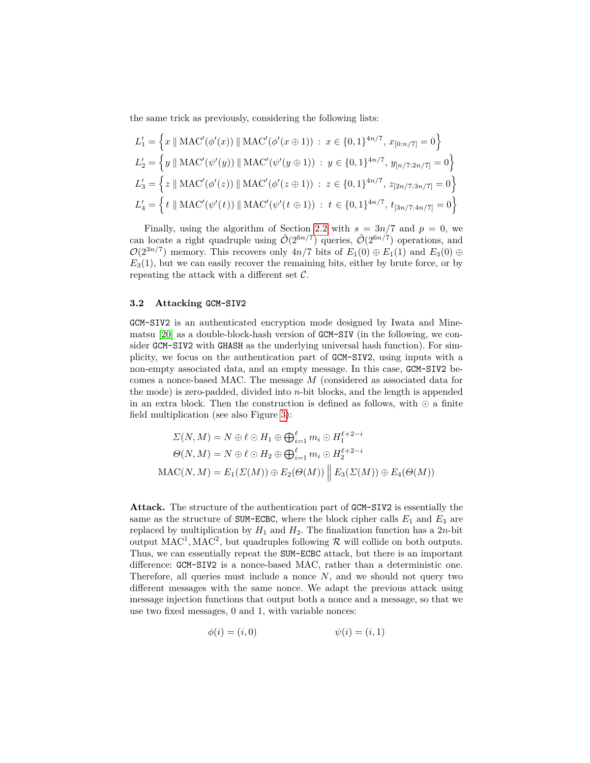the same trick as previously, considering the following lists:

$$L'_1 = \left\{ x \parallel \text{MAC}'(\phi'(x)) \parallel \text{MAC}'(\phi'(x \oplus 1)) \;:\; x \in \{0,1\}^{4n/7},\, x_{[0:n/7]} = 0 \right\}$$
$$L'_2 = \left\{ y \parallel \text{MAC}'(\psi'(y)) \parallel \text{MAC}'(\psi'(y \oplus 1)) \;:\; y \in \{0,1\}^{4n/7},\, y_{[n/7:2n/7]} = 0 \right\}$$
$$L'_3 = \left\{ z \parallel \text{MAC}'(\phi'(z)) \parallel \text{MAC}'(\phi'(z \oplus 1)) \;:\; z \in \{0,1\}^{4n/7},\, z_{[2n/7:3n/7]} = 0 \right\}$$
$$L'_4 = \left\{ t \parallel \text{MAC}'(\psi'(t)) \parallel \text{MAC}'(\psi'(t \oplus 1)) \;:\; t \in \{0,1\}^{4n/7},\, t_{[3n/7:4n/7]} = 0 \right\}$$

Finally, using the algorithm of Section 2.2 with $s = 3n/7$ and $p = 0$, we can locate a right quadruple using $\tilde{\mathcal{O}}(2^{6n/7})$ queries, $\tilde{\mathcal{O}}(2^{6n/7})$ operations, and $\mathcal{O}(2^{3n/7})$ memory. This recovers only $4n/7$ bits of $E_1(0) \oplus E_1(1)$ and $E_3(0) \oplus E_3(1)$, but we can easily recover the remaining bits, either by brute force, or by repeating the attack with a different set $\mathcal{C}$.

### 3.2 Attacking GCM-SIV2

GCM-SIV2 is an authenticated encryption mode designed by Iwata and Minematsu [20] as a double-block-hash version of GCM-SIV (in the following, we consider GCM-SIV2 with GHASH as the underlying universal hash function). For simplicity, we focus on the authentication part of GCM-SIV2, using inputs with a non-empty associated data, and an empty message. In this case, GCM-SIV2 becomes a nonce-based MAC. The message $M$ (considered as associated data for the mode) is zero-padded, divided into $n$-bit blocks, and the length is appended in an extra block. Then the construction is defined as follows, with $\odot$ a finite field multiplication (see also Figure 3):

$$\Sigma(N, M) = N \oplus \ell \odot H_1 \oplus \textstyle\bigoplus_{i=1}^{\ell} m_i \odot H_1^{\ell+2-i}$$
$$\Theta(N, M) = N \oplus \ell \odot H_2 \oplus \textstyle\bigoplus_{i=1}^{\ell} m_i \odot H_2^{\ell+2-i}$$
$$\text{MAC}(N, M) = E_1(\Sigma(M)) \oplus E_2(\Theta(M)) \;\Big\|\; E_3(\Sigma(M)) \oplus E_4(\Theta(M))$$

**Attack.** The structure of the authentication part of GCM-SIV2 is essentially the same as the structure of SUM-ECBC, where the block cipher calls $E_1$ and $E_3$ are replaced by multiplication by $H_1$ and $H_2$. The finalization function has a $2n$-bit output $\text{MAC}^1, \text{MAC}^2$, but quadruples following $\mathcal{R}$ will collide on both outputs. Thus, we can essentially repeat the SUM-ECBC attack, but there is an important difference: GCM-SIV2 is a nonce-based MAC, rather than a deterministic one. Therefore, all queries must include a nonce $N$, and we should not query two different messages with the same nonce. We adapt the previous attack using message injection functions that output both a nonce and a message, so that we use two fixed messages, 0 and 1, with variable nonces:

$$\phi(i) = (i, 0) \qquad\qquad \psi(i) = (i, 1)$$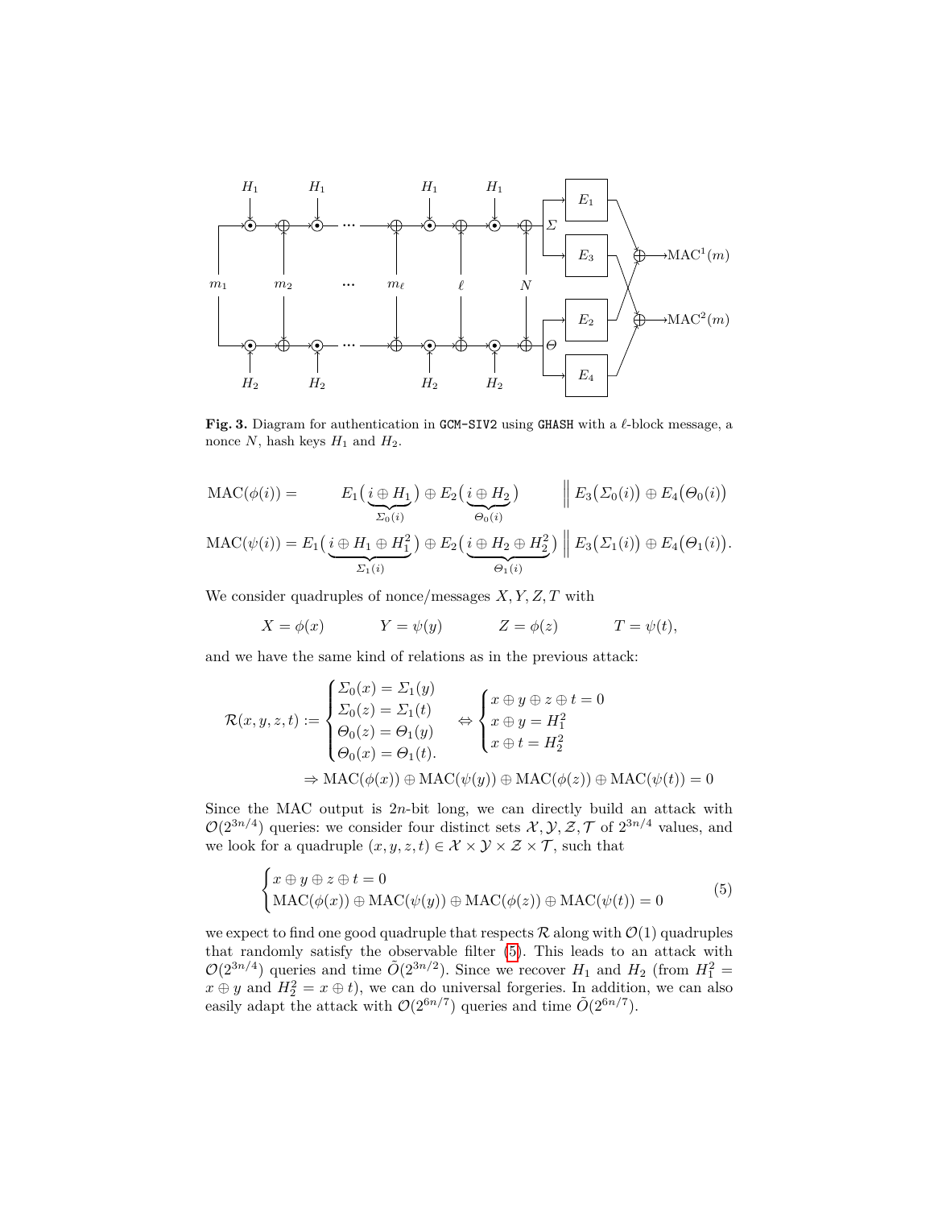**Fig. 3.** Diagram for authentication in `GCM-SIV2` using `GHASH` with a $\ell$-block message, a nonce $N$, hash keys $H_1$ and $H_2$.

$$\mathrm{MAC}(\phi(i)) = E_1\big(\underbrace{i \oplus H_1}_{\Sigma_0(i)}\big) \oplus E_2\big(\underbrace{i \oplus H_2}_{\Theta_0(i)}\big) \;\Big\|\; E_3\big(\Sigma_0(i)\big) \oplus E_4\big(\Theta_0(i)\big)$$

$$\mathrm{MAC}(\psi(i)) = E_1\big(\underbrace{i \oplus H_1 \oplus H_1^2}_{\Sigma_1(i)}\big) \oplus E_2\big(\underbrace{i \oplus H_2 \oplus H_2^2}_{\Theta_1(i)}\big) \;\Big\|\; E_3\big(\Sigma_1(i)\big) \oplus E_4\big(\Theta_1(i)\big).$$

We consider quadruples of nonce/messages $X, Y, Z, T$ with

$$X = \phi(x) \qquad Y = \psi(y) \qquad Z = \phi(z) \qquad T = \psi(t),$$

and we have the same kind of relations as in the previous attack:

$$\mathcal{R}(x,y,z,t) := \begin{cases} \Sigma_0(x) = \Sigma_1(y) \\ \Sigma_0(z) = \Sigma_1(t) \\ \Theta_0(z) = \Theta_1(y) \\ \Theta_0(x) = \Theta_1(t). \end{cases} \Leftrightarrow \begin{cases} x \oplus y \oplus z \oplus t = 0 \\ x \oplus y = H_1^2 \\ x \oplus t = H_2^2 \end{cases}$$

$$\Rightarrow \mathrm{MAC}(\phi(x)) \oplus \mathrm{MAC}(\psi(y)) \oplus \mathrm{MAC}(\phi(z)) \oplus \mathrm{MAC}(\psi(t)) = 0$$

Since the MAC output is $2n$-bit long, we can directly build an attack with $\mathcal{O}(2^{3n/4})$ queries: we consider four distinct sets $\mathcal{X}, \mathcal{Y}, \mathcal{Z}, \mathcal{T}$ of $2^{3n/4}$ values, and we look for a quadruple $(x,y,z,t) \in \mathcal{X} \times \mathcal{Y} \times \mathcal{Z} \times \mathcal{T}$, such that

$$\begin{cases} x \oplus y \oplus z \oplus t = 0 \\ \mathrm{MAC}(\phi(x)) \oplus \mathrm{MAC}(\psi(y)) \oplus \mathrm{MAC}(\phi(z)) \oplus \mathrm{MAC}(\psi(t)) = 0 \end{cases} \tag{5}$$

we expect to find one good quadruple that respects $\mathcal{R}$ along with $\mathcal{O}(1)$ quadruples that randomly satisfy the observable filter (5). This leads to an attack with $\mathcal{O}(2^{3n/4})$ queries and time $\tilde{O}(2^{3n/2})$. Since we recover $H_1$ and $H_2$ (from $H_1^2 = x \oplus y$ and $H_2^2 = x \oplus t$), we can do universal forgeries. In addition, we can also easily adapt the attack with $\mathcal{O}(2^{6n/7})$ queries and time $\tilde{O}(2^{6n/7})$.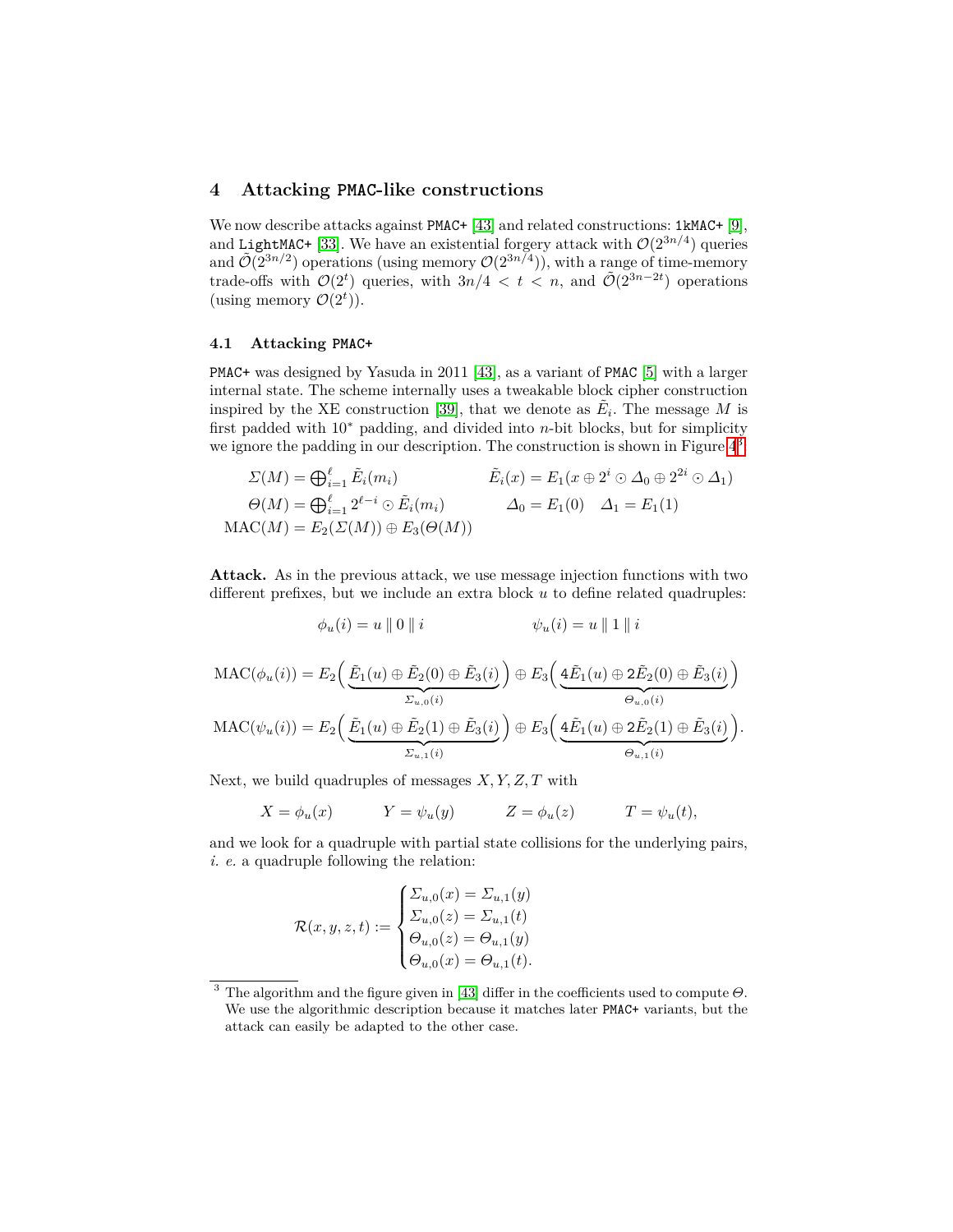## 4 Attacking PMAC-like constructions

We now describe attacks against PMAC+ [43] and related constructions: 1kMAC+ [9], and LightMAC+ [33]. We have an existential forgery attack with $\mathcal{O}(2^{3n/4})$ queries and $\tilde{\mathcal{O}}(2^{3n/2})$ operations (using memory $\mathcal{O}(2^{3n/4})$), with a range of time-memory trade-offs with $\mathcal{O}(2^t)$ queries, with $3n/4 < t < n$, and $\tilde{\mathcal{O}}(2^{3n-2t})$ operations (using memory $\mathcal{O}(2^t)$).

### 4.1 Attacking PMAC+

PMAC+ was designed by Yasuda in 2011 [43], as a variant of PMAC [5] with a larger internal state. The scheme internally uses a tweakable block cipher construction inspired by the XE construction [39], that we denote as $\tilde{E}_i$. The message $M$ is first padded with $10^*$ padding, and divided into $n$-bit blocks, but for simplicity we ignore the padding in our description. The construction is shown in Figure 4[3].

$$\Sigma(M) = \bigoplus_{i=1}^{\ell} \tilde{E}_i(m_i) \qquad \tilde{E}_i(x) = E_1(x \oplus 2^i \odot \Delta_0 \oplus 2^{2i} \odot \Delta_1)$$

$$\Theta(M) = \bigoplus_{i=1}^{\ell} 2^{\ell-i} \odot \tilde{E}_i(m_i) \qquad \Delta_0 = E_1(0) \quad \Delta_1 = E_1(1)$$

$$\text{MAC}(M) = E_2(\Sigma(M)) \oplus E_3(\Theta(M))$$

**Attack.** As in the previous attack, we use message injection functions with two different prefixes, but we include an extra block $u$ to define related quadruples:

$$\phi_u(i) = u \parallel 0 \parallel i \qquad \psi_u(i) = u \parallel 1 \parallel i$$

$$\text{MAC}(\phi_u(i)) = E_2\Big(\underbrace{\tilde{E}_1(u) \oplus \tilde{E}_2(0) \oplus \tilde{E}_3(i)}_{\Sigma_{u,0}(i)}\Big) \oplus E_3\Big(\underbrace{4\tilde{E}_1(u) \oplus 2\tilde{E}_2(0) \oplus \tilde{E}_3(i)}_{\Theta_{u,0}(i)}\Big)$$

$$\text{MAC}(\psi_u(i)) = E_2\Big(\underbrace{\tilde{E}_1(u) \oplus \tilde{E}_2(1) \oplus \tilde{E}_3(i)}_{\Sigma_{u,1}(i)}\Big) \oplus E_3\Big(\underbrace{4\tilde{E}_1(u) \oplus 2\tilde{E}_2(1) \oplus \tilde{E}_3(i)}_{\Theta_{u,1}(i)}\Big).$$

Next, we build quadruples of messages $X, Y, Z, T$ with

$$X = \phi_u(x) \qquad Y = \psi_u(y) \qquad Z = \phi_u(z) \qquad T = \psi_u(t),$$

and we look for a quadruple with partial state collisions for the underlying pairs, *i. e.* a quadruple following the relation:

$$\mathcal{R}(x, y, z, t) := \begin{cases} \Sigma_{u,0}(x) = \Sigma_{u,1}(y) \\ \Sigma_{u,0}(z) = \Sigma_{u,1}(t) \\ \Theta_{u,0}(z) = \Theta_{u,1}(y) \\ \Theta_{u,0}(x) = \Theta_{u,1}(t). \end{cases}$$

[3] The algorithm and the figure given in [43] differ in the coefficients used to compute $\Theta$. We use the algorithmic description because it matches later PMAC+ variants, but the attack can easily be adapted to the other case.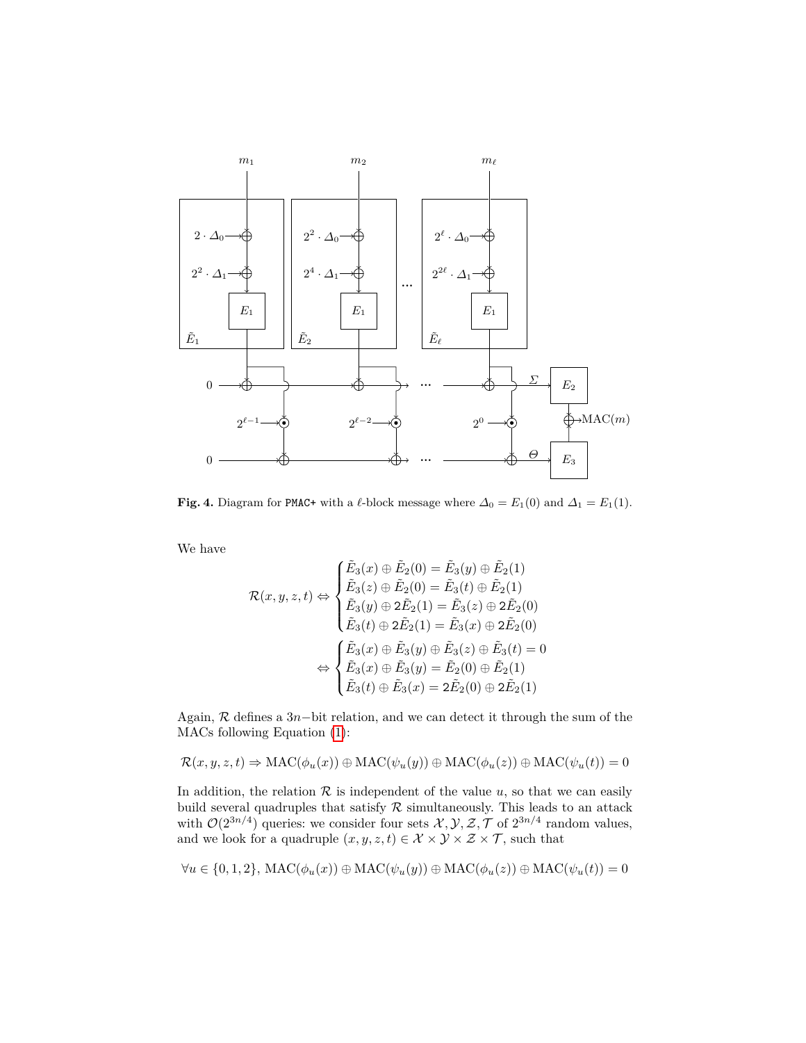**Fig. 4.** Diagram for PMAC+ with a $\ell$-block message where $\Delta_0 = E_1(0)$ and $\Delta_1 = E_1(1)$.

We have

$$\mathcal{R}(x,y,z,t) \Leftrightarrow \begin{cases} \tilde{E}_3(x) \oplus \tilde{E}_2(0) = \tilde{E}_3(y) \oplus \tilde{E}_2(1) \\ \tilde{E}_3(z) \oplus \tilde{E}_2(0) = \tilde{E}_3(t) \oplus \tilde{E}_2(1) \\ \tilde{E}_3(y) \oplus 2\tilde{E}_2(1) = \tilde{E}_3(z) \oplus 2\tilde{E}_2(0) \\ \tilde{E}_3(t) \oplus 2\tilde{E}_2(1) = \tilde{E}_3(x) \oplus 2\tilde{E}_2(0) \end{cases}$$

$$\Leftrightarrow \begin{cases} \tilde{E}_3(x) \oplus \tilde{E}_3(y) \oplus \tilde{E}_3(z) \oplus \tilde{E}_3(t) = 0 \\ \tilde{E}_3(x) \oplus \tilde{E}_3(y) = \tilde{E}_2(0) \oplus \tilde{E}_2(1) \\ \tilde{E}_3(t) \oplus \tilde{E}_3(x) = 2\tilde{E}_2(0) \oplus 2\tilde{E}_2(1) \end{cases}$$

Again, $\mathcal{R}$ defines a $3n-$bit relation, and we can detect it through the sum of the MACs following Equation (1):

$$\mathcal{R}(x,y,z,t) \Rightarrow \text{MAC}(\phi_u(x)) \oplus \text{MAC}(\psi_u(y)) \oplus \text{MAC}(\phi_u(z)) \oplus \text{MAC}(\psi_u(t)) = 0$$

In addition, the relation $\mathcal{R}$ is independent of the value $u$, so that we can easily build several quadruples that satisfy $\mathcal{R}$ simultaneously. This leads to an attack with $\mathcal{O}(2^{3n/4})$ queries: we consider four sets $\mathcal{X}, \mathcal{Y}, \mathcal{Z}, \mathcal{T}$ of $2^{3n/4}$ random values, and we look for a quadruple $(x,y,z,t) \in \mathcal{X} \times \mathcal{Y} \times \mathcal{Z} \times \mathcal{T}$, such that

$$\forall u \in \{0,1,2\},\ \text{MAC}(\phi_u(x)) \oplus \text{MAC}(\psi_u(y)) \oplus \text{MAC}(\phi_u(z)) \oplus \text{MAC}(\psi_u(t)) = 0$$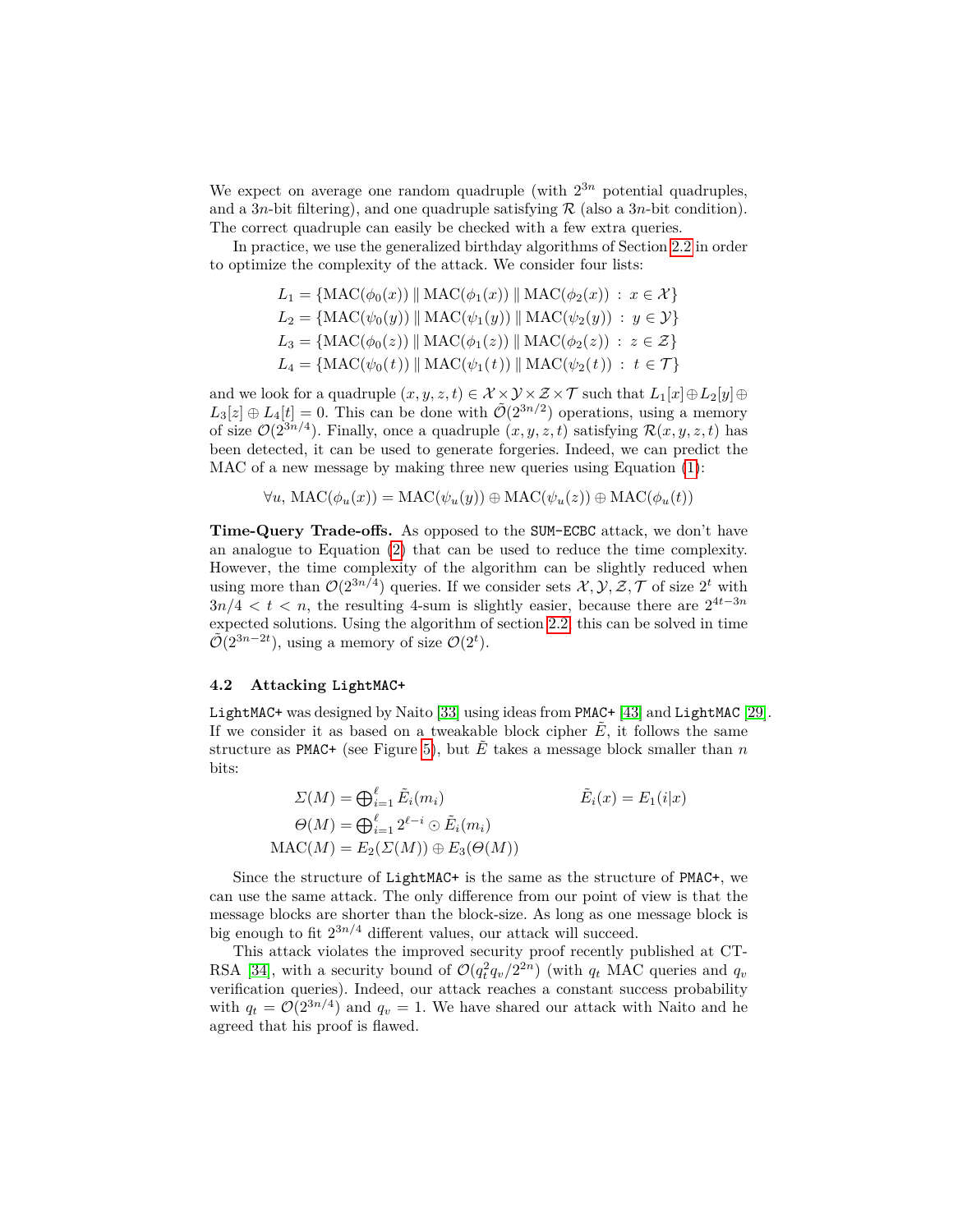We expect on average one random quadruple (with $2^{3n}$ potential quadruples, and a $3n$-bit filtering), and one quadruple satisfying $\mathcal{R}$ (also a $3n$-bit condition). The correct quadruple can easily be checked with a few extra queries.

In practice, we use the generalized birthday algorithms of Section 2.2 in order to optimize the complexity of the attack. We consider four lists:

$$L_1 = \{\mathrm{MAC}(\phi_0(x)) \parallel \mathrm{MAC}(\phi_1(x)) \parallel \mathrm{MAC}(\phi_2(x)) \;:\; x \in \mathcal{X}\}$$
$$L_2 = \{\mathrm{MAC}(\psi_0(y)) \parallel \mathrm{MAC}(\psi_1(y)) \parallel \mathrm{MAC}(\psi_2(y)) \;:\; y \in \mathcal{Y}\}$$
$$L_3 = \{\mathrm{MAC}(\phi_0(z)) \parallel \mathrm{MAC}(\phi_1(z)) \parallel \mathrm{MAC}(\phi_2(z)) \;:\; z \in \mathcal{Z}\}$$
$$L_4 = \{\mathrm{MAC}(\psi_0(t)) \parallel \mathrm{MAC}(\psi_1(t)) \parallel \mathrm{MAC}(\psi_2(t)) \;:\; t \in \mathcal{T}\}$$

and we look for a quadruple $(x, y, z, t) \in \mathcal{X} \times \mathcal{Y} \times \mathcal{Z} \times \mathcal{T}$ such that $L_1[x] \oplus L_2[y] \oplus L_3[z] \oplus L_4[t] = 0$. This can be done with $\tilde{\mathcal{O}}(2^{3n/2})$ operations, using a memory of size $\mathcal{O}(2^{3n/4})$. Finally, once a quadruple $(x, y, z, t)$ satisfying $\mathcal{R}(x, y, z, t)$ has been detected, it can be used to generate forgeries. Indeed, we can predict the MAC of a new message by making three new queries using Equation (1):

$$\forall u,\ \mathrm{MAC}(\phi_u(x)) = \mathrm{MAC}(\psi_u(y)) \oplus \mathrm{MAC}(\psi_u(z)) \oplus \mathrm{MAC}(\phi_u(t))$$

**Time-Query Trade-offs.** As opposed to the `SUM-ECBC` attack, we don't have an analogue to Equation (2) that can be used to reduce the time complexity. However, the time complexity of the algorithm can be slightly reduced when using more than $\mathcal{O}(2^{3n/4})$ queries. If we consider sets $\mathcal{X}, \mathcal{Y}, \mathcal{Z}, \mathcal{T}$ of size $2^t$ with $3n/4 < t < n$, the resulting 4-sum is slightly easier, because there are $2^{4t-3n}$ expected solutions. Using the algorithm of section 2.2, this can be solved in time $\tilde{\mathcal{O}}(2^{3n-2t})$, using a memory of size $\mathcal{O}(2^t)$.

### 4.2 Attacking `LightMAC+`

`LightMAC+` was designed by Naito [33] using ideas from `PMAC+` [43] and `LightMAC` [29]. If we consider it as based on a tweakable block cipher $\tilde{E}$, it follows the same structure as `PMAC+` (see Figure 5), but $\tilde{E}$ takes a message block smaller than $n$ bits:

$$\Sigma(M) = \bigoplus\nolimits_{i=1}^{\ell} \tilde{E}_i(m_i) \qquad\qquad \tilde{E}_i(x) = E_1(i|x)$$
$$\Theta(M) = \bigoplus\nolimits_{i=1}^{\ell} 2^{\ell-i} \odot \tilde{E}_i(m_i)$$
$$\mathrm{MAC}(M) = E_2(\Sigma(M)) \oplus E_3(\Theta(M))$$

Since the structure of `LightMAC+` is the same as the structure of `PMAC+`, we can use the same attack. The only difference from our point of view is that the message blocks are shorter than the block-size. As long as one message block is big enough to fit $2^{3n/4}$ different values, our attack will succeed.

This attack violates the improved security proof recently published at CT-RSA [34], with a security bound of $\mathcal{O}(q_t^2 q_v / 2^{2n})$ (with $q_t$ MAC queries and $q_v$ verification queries). Indeed, our attack reaches a constant success probability with $q_t = \mathcal{O}(2^{3n/4})$ and $q_v = 1$. We have shared our attack with Naito and he agreed that his proof is flawed.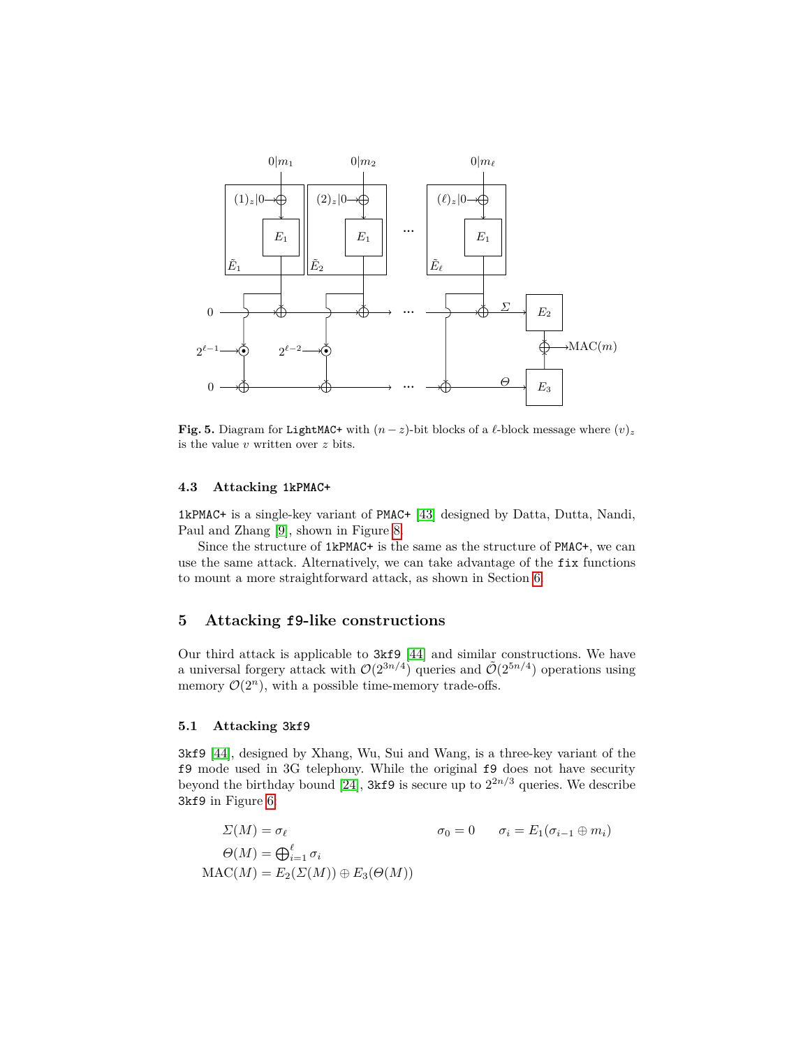**Fig. 5.** Diagram for `LightMAC+` with $(n-z)$-bit blocks of a $\ell$-block message where $(v)_z$ is the value $v$ written over $z$ bits.

### 4.3 Attacking `1kPMAC+`

`1kPMAC+` is a single-key variant of `PMAC+` [43] designed by Datta, Dutta, Nandi, Paul and Zhang [9], shown in Figure 8.

Since the structure of `1kPMAC+` is the same as the structure of `PMAC+`, we can use the same attack. Alternatively, we can take advantage of the `fix` functions to mount a more straightforward attack, as shown in Section 6.

## 5 Attacking `f9`-like constructions

Our third attack is applicable to `3kf9` [44] and similar constructions. We have a universal forgery attack with $\mathcal{O}(2^{3n/4})$ queries and $\tilde{\mathcal{O}}(2^{5n/4})$ operations using memory $\mathcal{O}(2^n)$, with a possible time-memory trade-offs.

### 5.1 Attacking `3kf9`

`3kf9` [44], designed by Xhang, Wu, Sui and Wang, is a three-key variant of the `f9` mode used in 3G telephony. While the original `f9` does not have security beyond the birthday bound [24], `3kf9` is secure up to $2^{2n/3}$ queries. We describe `3kf9` in Figure 6.

$$\Sigma(M) = \sigma_\ell \qquad\qquad \sigma_0 = 0 \qquad \sigma_i = E_1(\sigma_{i-1} \oplus m_i)$$

$$\Theta(M) = \bigoplus_{i=1}^{\ell} \sigma_i$$

$$\text{MAC}(M) = E_2(\Sigma(M)) \oplus E_3(\Theta(M))$$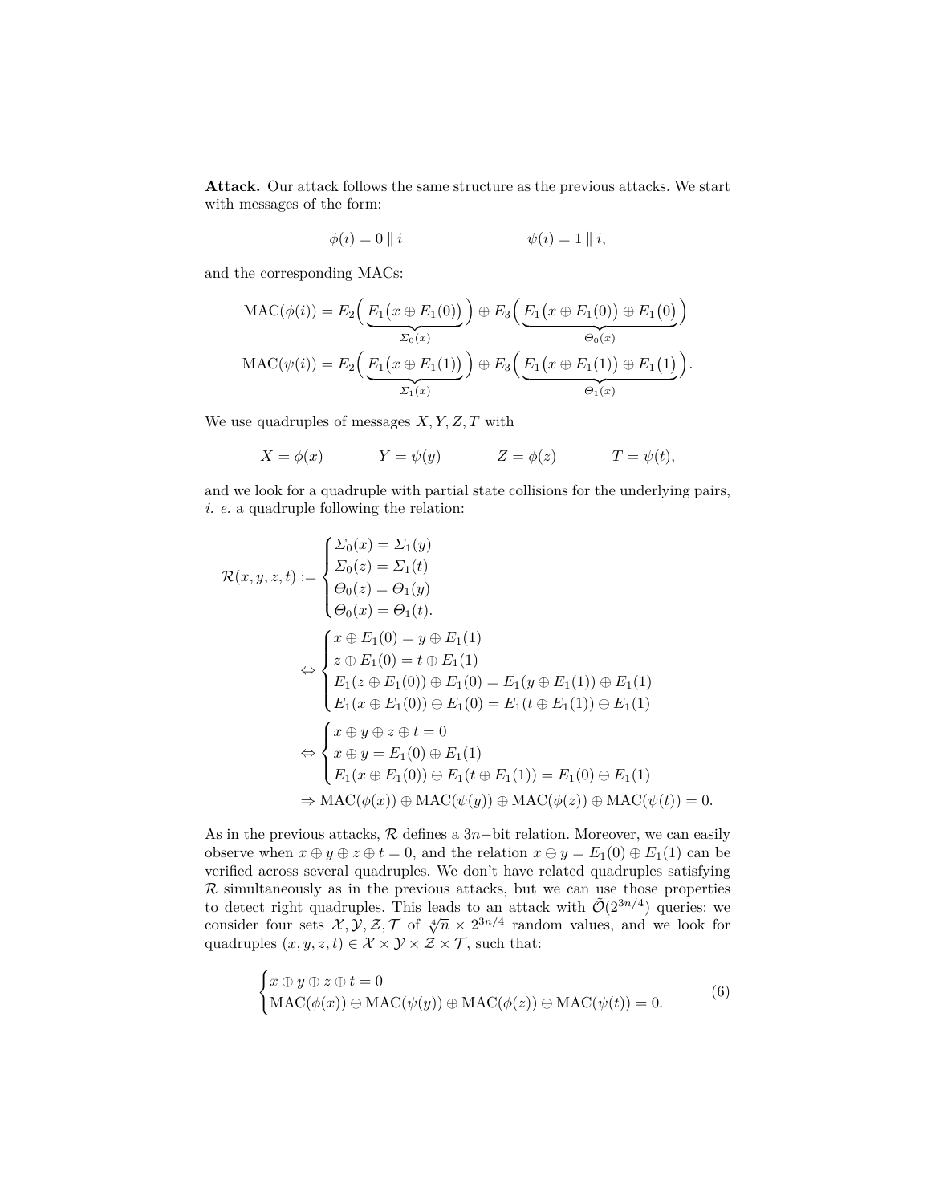**Attack.** Our attack follows the same structure as the previous attacks. We start with messages of the form:

$$\phi(i) = 0 \parallel i \qquad\qquad \psi(i) = 1 \parallel i,$$

and the corresponding MACs:

$$\begin{aligned}
\mathrm{MAC}(\phi(i)) &= E_2\Big(\underbrace{E_1\big(x \oplus E_1(0)\big)}_{\Sigma_0(x)}\Big) \oplus E_3\Big(\underbrace{E_1\big(x \oplus E_1(0)\big) \oplus E_1\big(0\big)}_{\Theta_0(x)}\Big)\\
\mathrm{MAC}(\psi(i)) &= E_2\Big(\underbrace{E_1\big(x \oplus E_1(1)\big)}_{\Sigma_1(x)}\Big) \oplus E_3\Big(\underbrace{E_1\big(x \oplus E_1(1)\big) \oplus E_1\big(1\big)}_{\Theta_1(x)}\Big).
\end{aligned}$$

We use quadruples of messages $X, Y, Z, T$ with

$$X = \phi(x) \qquad Y = \psi(y) \qquad Z = \phi(z) \qquad T = \psi(t),$$

and we look for a quadruple with partial state collisions for the underlying pairs, *i. e.* a quadruple following the relation:

$$\begin{aligned}
\mathcal{R}(x,y,z,t) := &\begin{cases}
\Sigma_0(x) = \Sigma_1(y)\\
\Sigma_0(z) = \Sigma_1(t)\\
\Theta_0(z) = \Theta_1(y)\\
\Theta_0(x) = \Theta_1(t).
\end{cases}\\
\Leftrightarrow &\begin{cases}
x \oplus E_1(0) = y \oplus E_1(1)\\
z \oplus E_1(0) = t \oplus E_1(1)\\
E_1(z \oplus E_1(0)) \oplus E_1(0) = E_1(y \oplus E_1(1)) \oplus E_1(1)\\
E_1(x \oplus E_1(0)) \oplus E_1(0) = E_1(t \oplus E_1(1)) \oplus E_1(1)
\end{cases}\\
\Leftrightarrow &\begin{cases}
x \oplus y \oplus z \oplus t = 0\\
x \oplus y = E_1(0) \oplus E_1(1)\\
E_1(x \oplus E_1(0)) \oplus E_1(t \oplus E_1(1)) = E_1(0) \oplus E_1(1)
\end{cases}\\
\Rightarrow\ &\mathrm{MAC}(\phi(x)) \oplus \mathrm{MAC}(\psi(y)) \oplus \mathrm{MAC}(\phi(z)) \oplus \mathrm{MAC}(\psi(t)) = 0.
\end{aligned}$$

As in the previous attacks, $\mathcal{R}$ defines a $3n-$bit relation. Moreover, we can easily observe when $x \oplus y \oplus z \oplus t = 0$, and the relation $x \oplus y = E_1(0) \oplus E_1(1)$ can be verified across several quadruples. We don't have related quadruples satisfying $\mathcal{R}$ simultaneously as in the previous attacks, but we can use those properties to detect right quadruples. This leads to an attack with $\tilde{\mathcal{O}}(2^{3n/4})$ queries: we consider four sets $\mathcal{X}, \mathcal{Y}, \mathcal{Z}, \mathcal{T}$ of $\sqrt[4]{n} \times 2^{3n/4}$ random values, and we look for quadruples $(x, y, z, t) \in \mathcal{X} \times \mathcal{Y} \times \mathcal{Z} \times \mathcal{T}$, such that:

$$\begin{cases}
x \oplus y \oplus z \oplus t = 0\\
\mathrm{MAC}(\phi(x)) \oplus \mathrm{MAC}(\psi(y)) \oplus \mathrm{MAC}(\phi(z)) \oplus \mathrm{MAC}(\psi(t)) = 0.
\end{cases} \tag{6}$$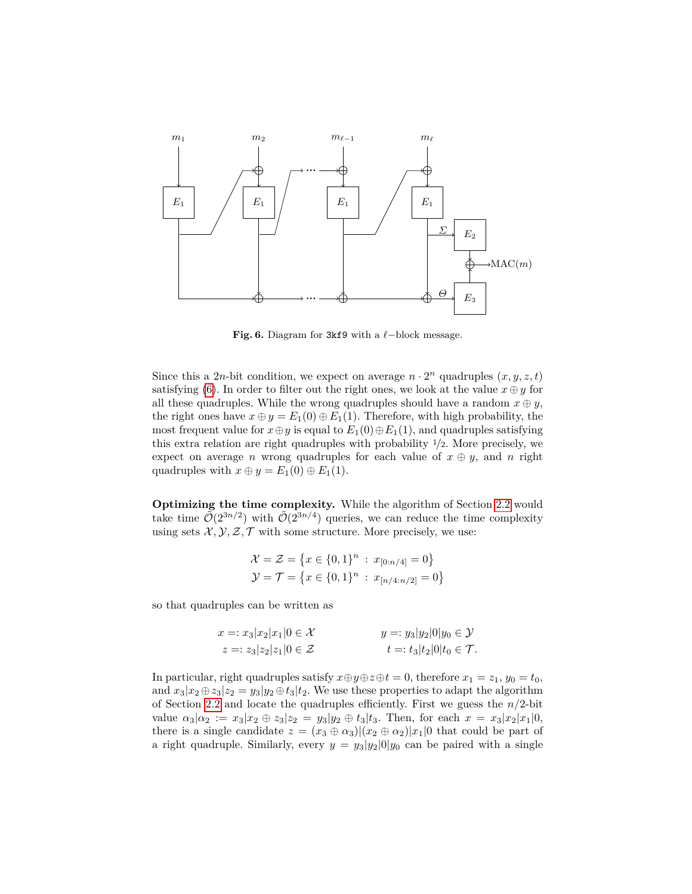**Fig. 6.** Diagram for `3kf9` with a $\ell$−block message.

Since this a $2n$-bit condition, we expect on average $n \cdot 2^n$ quadruples $(x, y, z, t)$ satisfying (6). In order to filter out the right ones, we look at the value $x \oplus y$ for all these quadruples. While the wrong quadruples should have a random $x \oplus y$, the right ones have $x \oplus y = E_1(0) \oplus E_1(1)$. Therefore, with high probability, the most frequent value for $x \oplus y$ is equal to $E_1(0) \oplus E_1(1)$, and quadruples satisfying this extra relation are right quadruples with probability $1/2$. More precisely, we expect on average $n$ wrong quadruples for each value of $x \oplus y$, and $n$ right quadruples with $x \oplus y = E_1(0) \oplus E_1(1)$.

**Optimizing the time complexity.** While the algorithm of Section 2.2 would take time $\tilde{\mathcal{O}}(2^{3n/2})$ with $\tilde{\mathcal{O}}(2^{3n/4})$ queries, we can reduce the time complexity using sets $\mathcal{X}, \mathcal{Y}, \mathcal{Z}, \mathcal{T}$ with some structure. More precisely, we use:

$$\mathcal{X} = \mathcal{Z} = \left\{x \in \{0,1\}^n \;:\; x_{[0:n/4]} = 0\right\}$$
$$\mathcal{Y} = \mathcal{T} = \left\{x \in \{0,1\}^n \;:\; x_{[n/4:n/2]} = 0\right\}$$

so that quadruples can be written as

$$x =: x_3|x_2|x_1|0 \in \mathcal{X} \qquad\qquad y =: y_3|y_2|0|y_0 \in \mathcal{Y}$$
$$z =: z_3|z_2|z_1|0 \in \mathcal{Z} \qquad\qquad t =: t_3|t_2|0|t_0 \in \mathcal{T}.$$

In particular, right quadruples satisfy $x \oplus y \oplus z \oplus t = 0$, therefore $x_1 = z_1$, $y_0 = t_0$, and $x_3|x_2 \oplus z_3|z_2 = y_3|y_2 \oplus t_3|t_2$. We use these properties to adapt the algorithm of Section 2.2 and locate the quadruples efficiently. First we guess the $n/2$-bit value $\alpha_3|\alpha_2 := x_3|x_2 \oplus z_3|z_2 = y_3|y_2 \oplus t_3|t_3$. Then, for each $x = x_3|x_2|x_1|0$, there is a single candidate $z = (x_3 \oplus \alpha_3)|(x_2 \oplus \alpha_2)|x_1|0$ that could be part of a right quadruple. Similarly, every $y = y_3|y_2|0|y_0$ can be paired with a single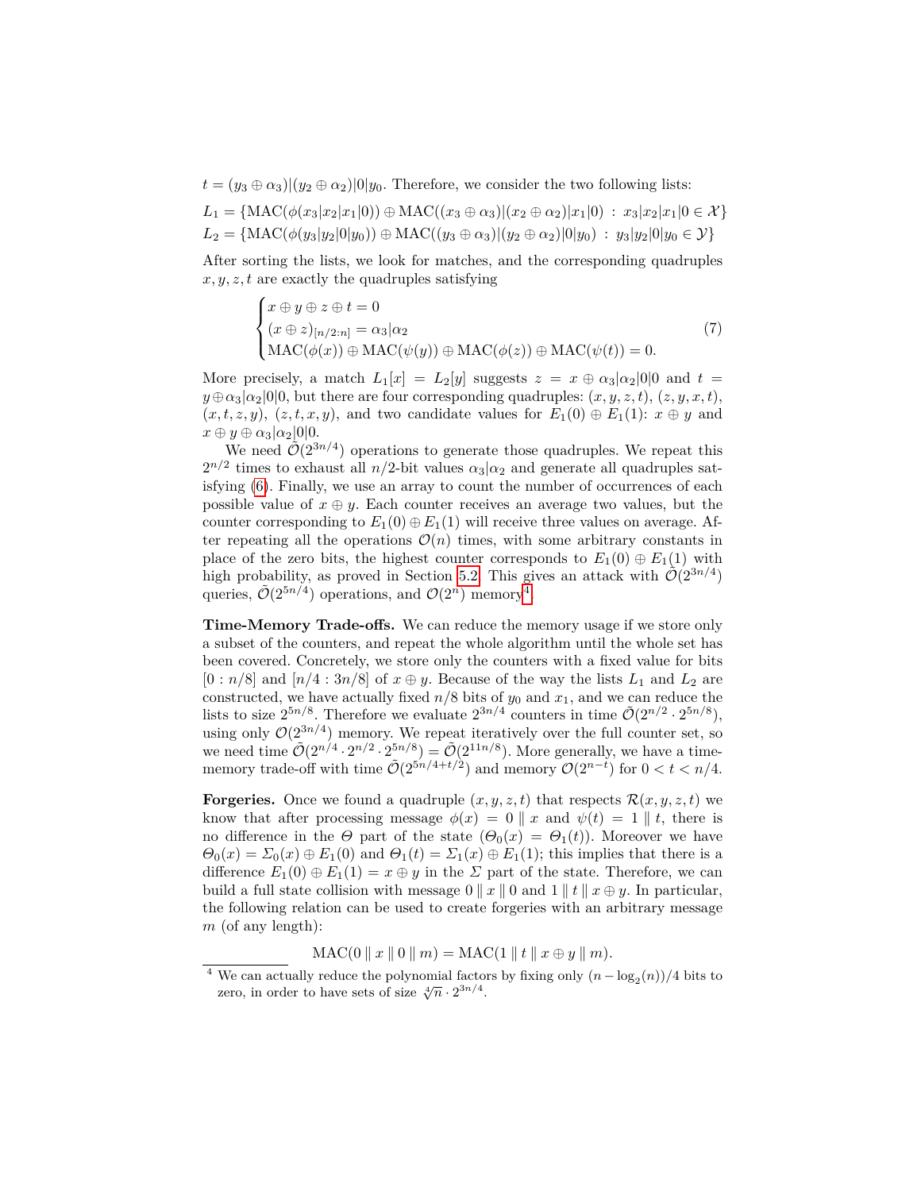$t = (y_3 \oplus \alpha_3)|(y_2 \oplus \alpha_2)|0|y_0$. Therefore, we consider the two following lists:

$$L_1 = \{\mathrm{MAC}(\phi(x_3|x_2|x_1|0)) \oplus \mathrm{MAC}((x_3 \oplus \alpha_3)|(x_2 \oplus \alpha_2)|x_1|0) \ : \ x_3|x_2|x_1|0 \in \mathcal{X}\}$$
$$L_2 = \{\mathrm{MAC}(\phi(y_3|y_2|0|y_0)) \oplus \mathrm{MAC}((y_3 \oplus \alpha_3)|(y_2 \oplus \alpha_2)|0|y_0) \ : \ y_3|y_2|0|y_0 \in \mathcal{Y}\}$$

After sorting the lists, we look for matches, and the corresponding quadruples $x, y, z, t$ are exactly the quadruples satisfying

$$\begin{cases} x \oplus y \oplus z \oplus t = 0 \\ (x \oplus z)_{[n/2:n]} = \alpha_3|\alpha_2 \\ \mathrm{MAC}(\phi(x)) \oplus \mathrm{MAC}(\psi(y)) \oplus \mathrm{MAC}(\phi(z)) \oplus \mathrm{MAC}(\psi(t)) = 0. \end{cases} \tag{7}$$

More precisely, a match $L_1[x] = L_2[y]$ suggests $z = x \oplus \alpha_3|\alpha_2|0|0$ and $t = y \oplus \alpha_3|\alpha_2|0|0$, but there are four corresponding quadruples: $(x, y, z, t)$, $(z, y, x, t)$, $(x, t, z, y)$, $(z, t, x, y)$, and two candidate values for $E_1(0) \oplus E_1(1)$: $x \oplus y$ and $x \oplus y \oplus \alpha_3|\alpha_2|0|0$.

We need $\tilde{\mathcal{O}}(2^{3n/4})$ operations to generate those quadruples. We repeat this $2^{n/2}$ times to exhaust all $n/2$-bit values $\alpha_3|\alpha_2$ and generate all quadruples satisfying (6). Finally, we use an array to count the number of occurrences of each possible value of $x \oplus y$. Each counter receives an average two values, but the counter corresponding to $E_1(0) \oplus E_1(1)$ will receive three values on average. After repeating all the operations $\mathcal{O}(n)$ times, with some arbitrary constants in place of the zero bits, the highest counter corresponds to $E_1(0) \oplus E_1(1)$ with high probability, as proved in Section 5.2. This gives an attack with $\tilde{\mathcal{O}}(2^{3n/4})$ queries, $\tilde{\mathcal{O}}(2^{5n/4})$ operations, and $\mathcal{O}(2^n)$ memory[4].

**Time-Memory Trade-offs.** We can reduce the memory usage if we store only a subset of the counters, and repeat the whole algorithm until the whole set has been covered. Concretely, we store only the counters with a fixed value for bits $[0 : n/8]$ and $[n/4 : 3n/8]$ of $x \oplus y$. Because of the way the lists $L_1$ and $L_2$ are constructed, we have actually fixed $n/8$ bits of $y_0$ and $x_1$, and we can reduce the lists to size $2^{5n/8}$. Therefore we evaluate $2^{3n/4}$ counters in time $\tilde{\mathcal{O}}(2^{n/2} \cdot 2^{5n/8})$, using only $\mathcal{O}(2^{3n/4})$ memory. We repeat iteratively over the full counter set, so we need time $\tilde{\mathcal{O}}(2^{n/4} \cdot 2^{n/2} \cdot 2^{5n/8}) = \tilde{\mathcal{O}}(2^{11n/8})$. More generally, we have a time-memory trade-off with time $\tilde{\mathcal{O}}(2^{5n/4+t/2})$ and memory $\mathcal{O}(2^{n-t})$ for $0 < t < n/4$.

**Forgeries.** Once we found a quadruple $(x, y, z, t)$ that respects $\mathcal{R}(x, y, z, t)$ we know that after processing message $\phi(x) = 0 \parallel x$ and $\psi(t) = 1 \parallel t$, there is no difference in the $\Theta$ part of the state ($\Theta_0(x) = \Theta_1(t)$). Moreover we have $\Theta_0(x) = \Sigma_0(x) \oplus E_1(0)$ and $\Theta_1(t) = \Sigma_1(x) \oplus E_1(1)$; this implies that there is a difference $E_1(0) \oplus E_1(1) = x \oplus y$ in the $\Sigma$ part of the state. Therefore, we can build a full state collision with message $0 \parallel x \parallel 0$ and $1 \parallel t \parallel x \oplus y$. In particular, the following relation can be used to create forgeries with an arbitrary message $m$ (of any length):

$$\mathrm{MAC}(0 \parallel x \parallel 0 \parallel m) = \mathrm{MAC}(1 \parallel t \parallel x \oplus y \parallel m).$$

[4] We can actually reduce the polynomial factors by fixing only $(n - \log_2(n))/4$ bits to zero, in order to have sets of size $\sqrt[4]{n} \cdot 2^{3n/4}$.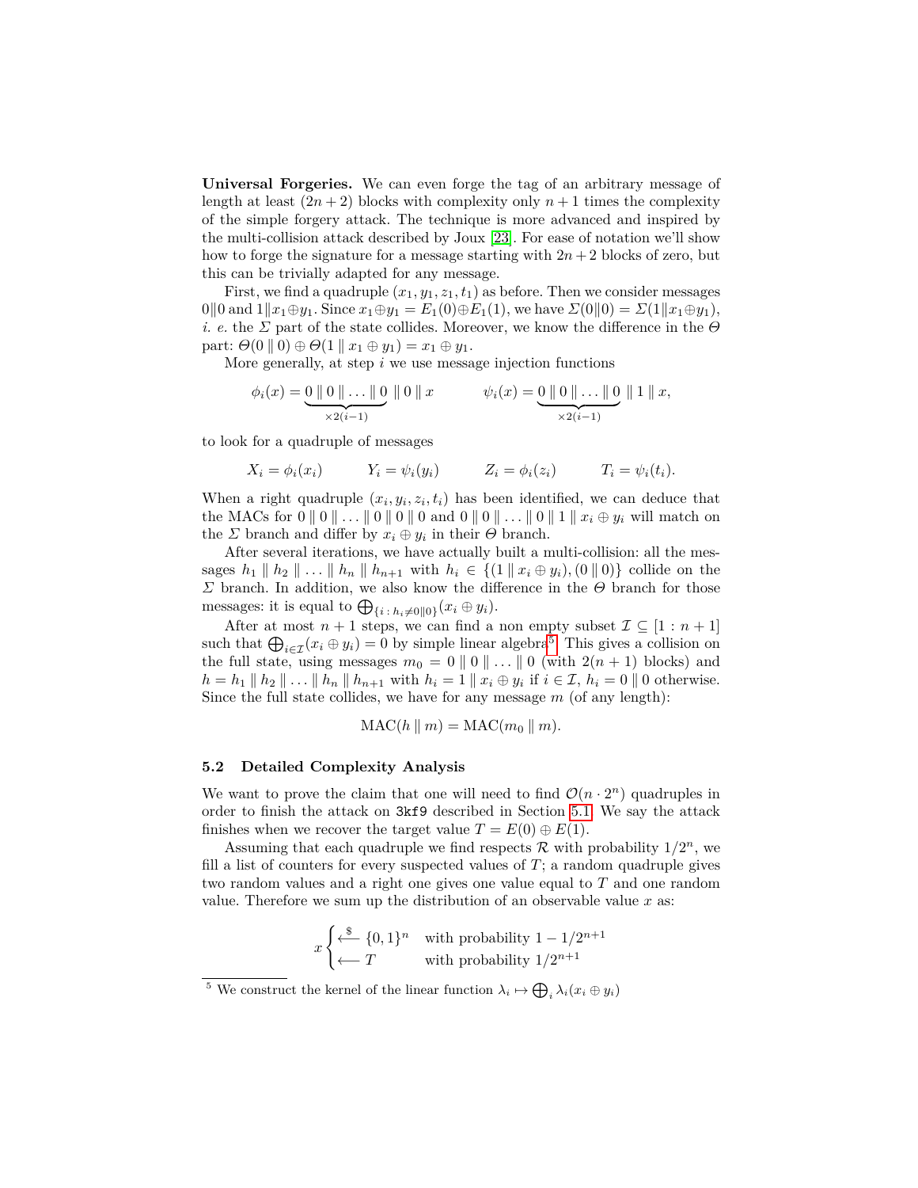**Universal Forgeries.** We can even forge the tag of an arbitrary message of length at least $(2n+2)$ blocks with complexity only $n+1$ times the complexity of the simple forgery attack. The technique is more advanced and inspired by the multi-collision attack described by Joux [23]. For ease of notation we'll show how to forge the signature for a message starting with $2n+2$ blocks of zero, but this can be trivially adapted for any message.

First, we find a quadruple $(x_1, y_1, z_1, t_1)$ as before. Then we consider messages $0\|0$ and $1\|x_1 \oplus y_1$. Since $x_1 \oplus y_1 = E_1(0) \oplus E_1(1)$, we have $\Sigma(0\|0) = \Sigma(1\|x_1 \oplus y_1)$, *i. e.* the $\Sigma$ part of the state collides. Moreover, we know the difference in the $\Theta$ part: $\Theta(0 \| 0) \oplus \Theta(1 \| x_1 \oplus y_1) = x_1 \oplus y_1$.

More generally, at step $i$ we use message injection functions

$$\phi_i(x) = \underbrace{0 \| 0 \| \ldots \| 0}_{\times 2(i-1)} \| 0 \| x \qquad \psi_i(x) = \underbrace{0 \| 0 \| \ldots \| 0}_{\times 2(i-1)} \| 1 \| x,$$

to look for a quadruple of messages

$$X_i = \phi_i(x_i) \qquad Y_i = \psi_i(y_i) \qquad Z_i = \phi_i(z_i) \qquad T_i = \psi_i(t_i).$$

When a right quadruple $(x_i, y_i, z_i, t_i)$ has been identified, we can deduce that the MACs for $0 \| 0 \| \ldots \| 0 \| 0 \| 0$ and $0 \| 0 \| \ldots \| 0 \| 1 \| x_i \oplus y_i$ will match on the $\Sigma$ branch and differ by $x_i \oplus y_i$ in their $\Theta$ branch.

After several iterations, we have actually built a multi-collision: all the messages $h_1 \| h_2 \| \ldots \| h_n \| h_{n+1}$ with $h_i \in \{(1 \| x_i \oplus y_i), (0 \| 0)\}$ collide on the $\Sigma$ branch. In addition, we also know the difference in the $\Theta$ branch for those messages: it is equal to $\bigoplus_{\{i \,:\, h_i \neq 0\|0\}} (x_i \oplus y_i)$.

After at most $n+1$ steps, we can find a non empty subset $\mathcal{I} \subseteq [1:n+1]$ such that $\bigoplus_{i \in \mathcal{I}} (x_i \oplus y_i) = 0$ by simple linear algebra[5]. This gives a collision on the full state, using messages $m_0 = 0 \| 0 \| \ldots \| 0$ (with $2(n+1)$ blocks) and $h = h_1 \| h_2 \| \ldots \| h_n \| h_{n+1}$ with $h_i = 1 \| x_i \oplus y_i$ if $i \in \mathcal{I}$, $h_i = 0 \| 0$ otherwise. Since the full state collides, we have for any message $m$ (of any length):

$$\mathrm{MAC}(h \| m) = \mathrm{MAC}(m_0 \| m).$$

### 5.2 Detailed Complexity Analysis

We want to prove the claim that one will need to find $\mathcal{O}(n \cdot 2^n)$ quadruples in order to finish the attack on `3kf9` described in Section 5.1. We say the attack finishes when we recover the target value $T = E(0) \oplus E(1)$.

Assuming that each quadruple we find respects $\mathcal{R}$ with probability $1/2^n$, we fill a list of counters for every suspected values of $T$; a random quadruple gives two random values and a right one gives one value equal to $T$ and one random value. Therefore we sum up the distribution of an observable value $x$ as:

$$x \begin{cases} \xleftarrow{\$} \{0,1\}^n & \text{with probability } 1 - 1/2^{n+1} \\ \longleftarrow T & \text{with probability } 1/2^{n+1} \end{cases}$$

[5] We construct the kernel of the linear function $\lambda_i \mapsto \bigoplus_i \lambda_i (x_i \oplus y_i)$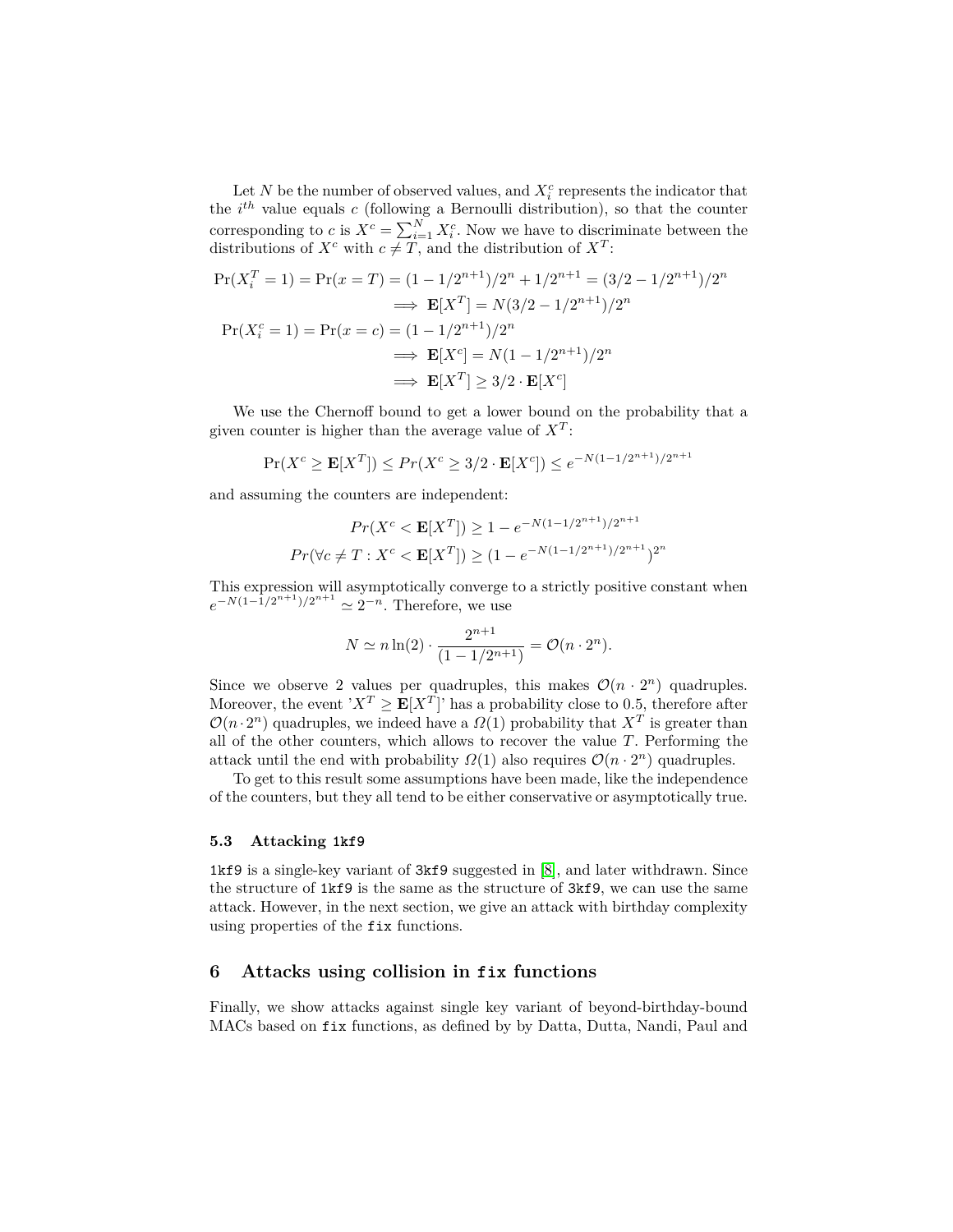Let $N$ be the number of observed values, and $X_i^c$ represents the indicator that the $i^{th}$ value equals $c$ (following a Bernoulli distribution), so that the counter corresponding to $c$ is $X^c = \sum_{i=1}^{N} X_i^c$. Now we have to discriminate between the distributions of $X^c$ with $c \neq T$, and the distribution of $X^T$:

$$
\begin{aligned}
\Pr(X_i^T = 1) = \Pr(x = T) &= (1 - 1/2^{n+1})/2^n + 1/2^{n+1} = (3/2 - 1/2^{n+1})/2^n \\
&\implies \mathbf{E}[X^T] = N(3/2 - 1/2^{n+1})/2^n \\
\Pr(X_i^c = 1) = \Pr(x = c) &= (1 - 1/2^{n+1})/2^n \\
&\implies \mathbf{E}[X^c] = N(1 - 1/2^{n+1})/2^n \\
&\implies \mathbf{E}[X^T] \geq 3/2 \cdot \mathbf{E}[X^c]
\end{aligned}
$$

We use the Chernoff bound to get a lower bound on the probability that a given counter is higher than the average value of $X^T$:

$$
\Pr(X^c \geq \mathbf{E}[X^T]) \leq Pr(X^c \geq 3/2 \cdot \mathbf{E}[X^c]) \leq e^{-N(1-1/2^{n+1})/2^{n+1}}
$$

and assuming the counters are independent:

$$
\begin{aligned}
Pr(X^c < \mathbf{E}[X^T]) &\geq 1 - e^{-N(1-1/2^{n+1})/2^{n+1}} \\
Pr(\forall c \neq T : X^c < \mathbf{E}[X^T]) &\geq (1 - e^{-N(1-1/2^{n+1})/2^{n+1}})^{2^n}
\end{aligned}
$$

This expression will asymptotically converge to a strictly positive constant when $e^{-N(1-1/2^{n+1})/2^{n+1}} \simeq 2^{-n}$. Therefore, we use

$$
N \simeq n \ln(2) \cdot \frac{2^{n+1}}{(1 - 1/2^{n+1})} = \mathcal{O}(n \cdot 2^n).
$$

Since we observe 2 values per quadruples, this makes $\mathcal{O}(n \cdot 2^n)$ quadruples. Moreover, the event '$X^T \geq \mathbf{E}[X^T]$' has a probability close to 0.5, therefore after $\mathcal{O}(n \cdot 2^n)$ quadruples, we indeed have a $\Omega(1)$ probability that $X^T$ is greater than all of the other counters, which allows to recover the value $T$. Performing the attack until the end with probability $\Omega(1)$ also requires $\mathcal{O}(n \cdot 2^n)$ quadruples.

To get to this result some assumptions have been made, like the independence of the counters, but they all tend to be either conservative or asymptotically true.

### 5.3 Attacking `1kf9`

`1kf9` is a single-key variant of `3kf9` suggested in [8], and later withdrawn. Since the structure of `1kf9` is the same as the structure of `3kf9`, we can use the same attack. However, in the next section, we give an attack with birthday complexity using properties of the `fix` functions.

## 6 Attacks using collision in `fix` functions

Finally, we show attacks against single key variant of beyond-birthday-bound MACs based on `fix` functions, as defined by by Datta, Dutta, Nandi, Paul and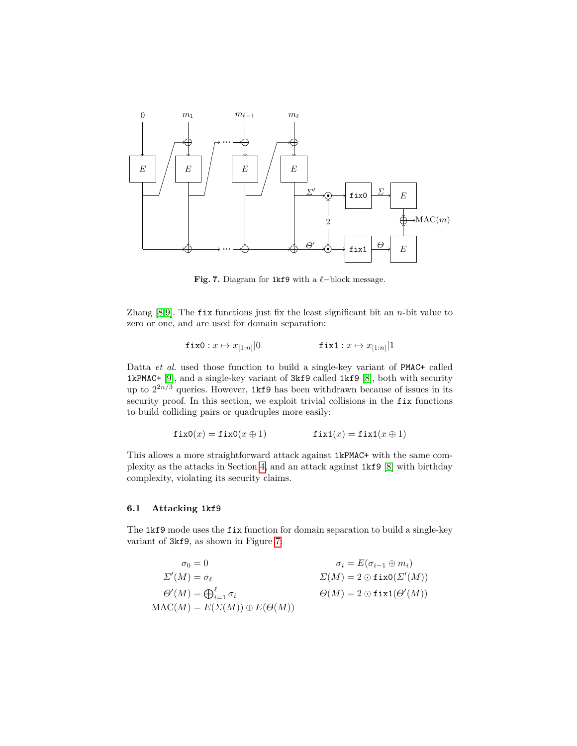Fig. 7. Diagram for 1kf9 with a $\ell-$block message.

Zhang [8,9]. The fix functions just fix the least significant bit an $n$-bit value to zero or one, and are used for domain separation:

$$\texttt{fix0} : x \mapsto x_{[1:n]}|0 \qquad\qquad \texttt{fix1} : x \mapsto x_{[1:n]}|1$$

Datta *et al.* used those function to build a single-key variant of PMAC+ called 1kPMAC+ [9], and a single-key variant of 3kf9 called 1kf9 [8], both with security up to $2^{2n/3}$ queries. However, 1kf9 has been withdrawn because of issues in its security proof. In this section, we exploit trivial collisions in the fix functions to build colliding pairs or quadruples more easily:

$$\texttt{fix0}(x) = \texttt{fix0}(x \oplus 1) \qquad\qquad \texttt{fix1}(x) = \texttt{fix1}(x \oplus 1)$$

This allows a more straightforward attack against 1kPMAC+ with the same complexity as the attacks in Section 4, and an attack against 1kf9 [8] with birthday complexity, violating its security claims.

### 6.1 Attacking 1kf9

The 1kf9 mode uses the fix function for domain separation to build a single-key variant of 3kf9, as shown in Figure 7:

$$\sigma_0 = 0 \qquad\qquad \sigma_i = E(\sigma_{i-1} \oplus m_i)$$

$$\Sigma'(M) = \sigma_\ell \qquad\qquad \Sigma(M) = 2 \odot \texttt{fix0}(\Sigma'(M))$$

$$\Theta'(M) = \bigoplus_{i=1}^{\ell} \sigma_i \qquad\qquad \Theta(M) = 2 \odot \texttt{fix1}(\Theta'(M))$$

$$\text{MAC}(M) = E(\Sigma(M)) \oplus E(\Theta(M))$$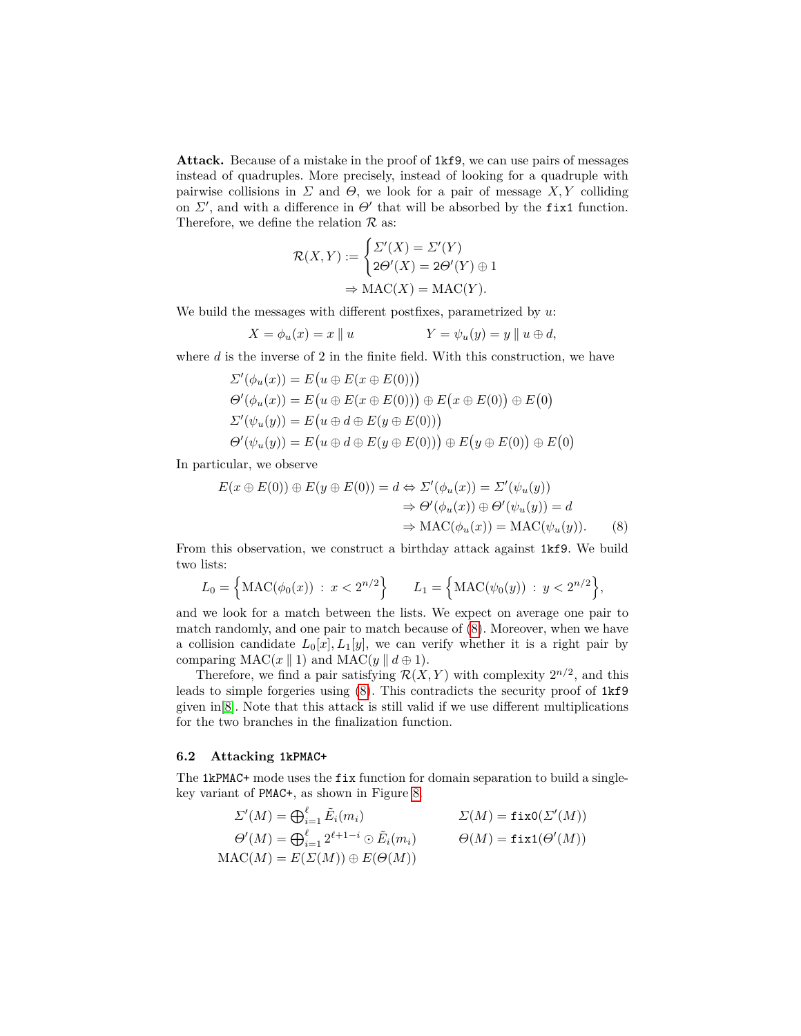**Attack.** Because of a mistake in the proof of `1kf9`, we can use pairs of messages instead of quadruples. More precisely, instead of looking for a quadruple with pairwise collisions in $\Sigma$ and $\Theta$, we look for a pair of message $X, Y$ colliding on $\Sigma'$, and with a difference in $\Theta'$ that will be absorbed by the `fix1` function. Therefore, we define the relation $\mathcal{R}$ as:

$$\mathcal{R}(X,Y) := \begin{cases} \Sigma'(X) = \Sigma'(Y) \\ 2\Theta'(X) = 2\Theta'(Y) \oplus 1 \end{cases}$$
$$\Rightarrow \mathrm{MAC}(X) = \mathrm{MAC}(Y).$$

We build the messages with different postfixes, parametrized by $u$:

$$X = \phi_u(x) = x \parallel u \qquad\qquad Y = \psi_u(y) = y \parallel u \oplus d,$$

where $d$ is the inverse of 2 in the finite field. With this construction, we have

$$\begin{aligned}
\Sigma'(\phi_u(x)) &= E\big(u \oplus E(x \oplus E(0))\big) \\
\Theta'(\phi_u(x)) &= E\big(u \oplus E(x \oplus E(0))\big) \oplus E\big(x \oplus E(0)\big) \oplus E\big(0\big) \\
\Sigma'(\psi_u(y)) &= E\big(u \oplus d \oplus E(y \oplus E(0))\big) \\
\Theta'(\psi_u(y)) &= E\big(u \oplus d \oplus E(y \oplus E(0))\big) \oplus E\big(y \oplus E(0)\big) \oplus E\big(0\big)
\end{aligned}$$

In particular, we observe

$$\begin{aligned}
E(x \oplus E(0)) \oplus E(y \oplus E(0)) = d &\Leftrightarrow \Sigma'(\phi_u(x)) = \Sigma'(\psi_u(y)) \\
&\Rightarrow \Theta'(\phi_u(x)) \oplus \Theta'(\psi_u(y)) = d \\
&\Rightarrow \mathrm{MAC}(\phi_u(x)) = \mathrm{MAC}(\psi_u(y)). \qquad (8)
\end{aligned}$$

From this observation, we construct a birthday attack against `1kf9`. We build two lists:

$$L_0 = \Big\{ \mathrm{MAC}(\phi_0(x)) \;:\; x < 2^{n/2} \Big\} \qquad L_1 = \Big\{ \mathrm{MAC}(\psi_0(y)) \;:\; y < 2^{n/2} \Big\},$$

and we look for a match between the lists. We expect on average one pair to match randomly, and one pair to match because of (8). Moreover, when we have a collision candidate $L_0[x], L_1[y]$, we can verify whether it is a right pair by comparing $\mathrm{MAC}(x \parallel 1)$ and $\mathrm{MAC}(y \parallel d \oplus 1)$.

Therefore, we find a pair satisfying $\mathcal{R}(X,Y)$ with complexity $2^{n/2}$, and this leads to simple forgeries using (8). This contradicts the security proof of `1kf9` given in[8]. Note that this attack is still valid if we use different multiplications for the two branches in the finalization function.

### 6.2 Attacking `1kPMAC+`

The `1kPMAC+` mode uses the `fix` function for domain separation to build a single-key variant of `PMAC+`, as shown in Figure 8.

$$\begin{aligned}
\Sigma'(M) &= \textstyle\bigoplus_{i=1}^{\ell} \tilde{E}_i(m_i) & \qquad \Sigma(M) &= \mathtt{fix0}(\Sigma'(M)) \\
\Theta'(M) &= \textstyle\bigoplus_{i=1}^{\ell} 2^{\ell+1-i} \odot \tilde{E}_i(m_i) & \qquad \Theta(M) &= \mathtt{fix1}(\Theta'(M)) \\
\mathrm{MAC}(M) &= E(\Sigma(M)) \oplus E(\Theta(M))
\end{aligned}$$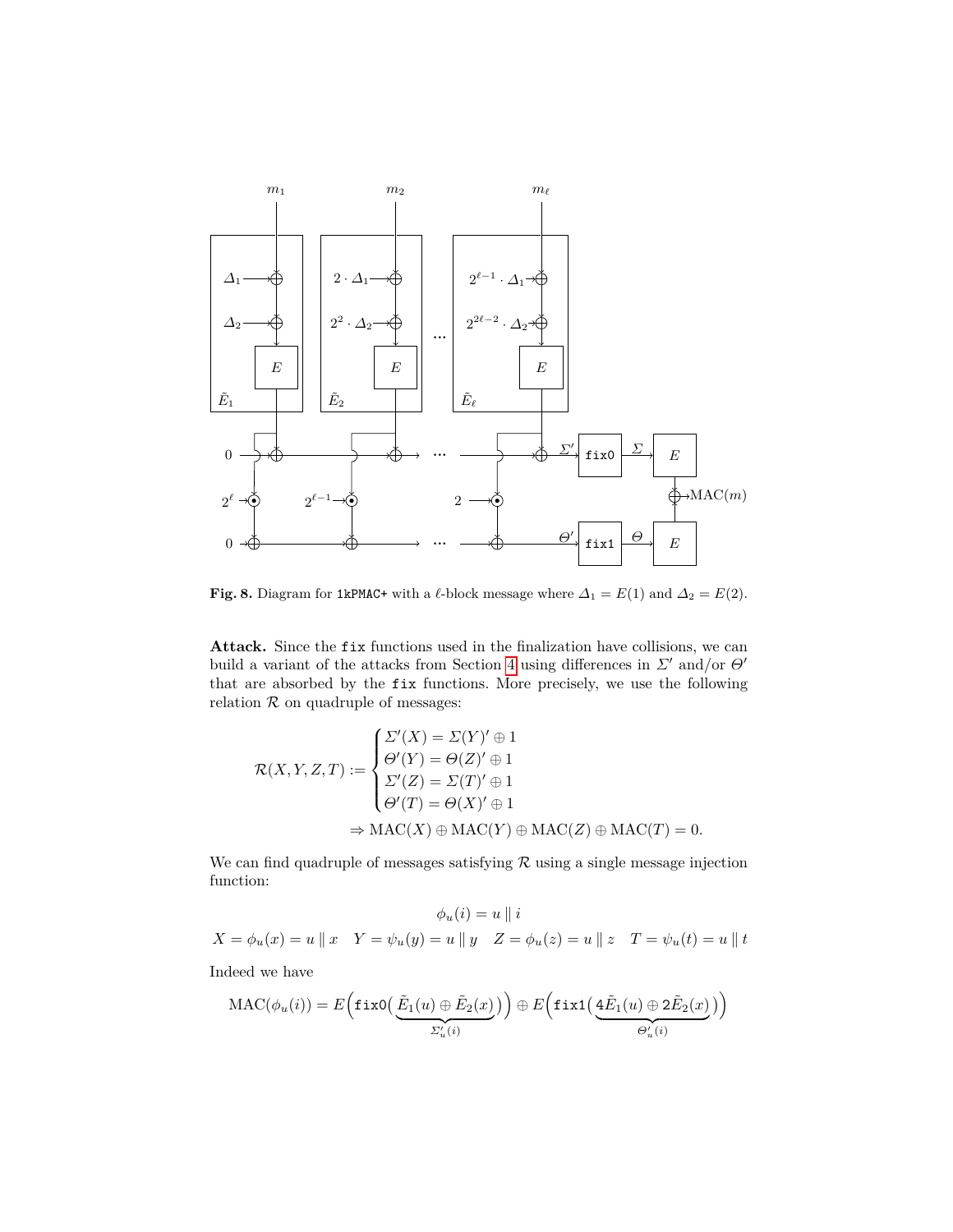**Fig. 8.** Diagram for `1kPMAC+` with a $\ell$-block message where $\Delta_1 = E(1)$ and $\Delta_2 = E(2)$.

**Attack.** Since the `fix` functions used in the finalization have collisions, we can build a variant of the attacks from Section 4 using differences in $\Sigma'$ and/or $\Theta'$ that are absorbed by the `fix` functions. More precisely, we use the following relation $\mathcal{R}$ on quadruple of messages:

$$\mathcal{R}(X, Y, Z, T) := \begin{cases} \Sigma'(X) = \Sigma(Y)' \oplus 1 \\ \Theta'(Y) = \Theta(Z)' \oplus 1 \\ \Sigma'(Z) = \Sigma(T)' \oplus 1 \\ \Theta'(T) = \Theta(X)' \oplus 1 \end{cases}$$

$$\Rightarrow \mathrm{MAC}(X) \oplus \mathrm{MAC}(Y) \oplus \mathrm{MAC}(Z) \oplus \mathrm{MAC}(T) = 0.$$

We can find quadruple of messages satisfying $\mathcal{R}$ using a single message injection function:

$$\phi_u(i) = u \parallel i$$

$$X = \phi_u(x) = u \parallel x \quad Y = \psi_u(y) = u \parallel y \quad Z = \phi_u(z) = u \parallel z \quad T = \psi_u(t) = u \parallel t$$

Indeed we have

$$\mathrm{MAC}(\phi_u(i)) = E\Big(\mathtt{fix0}\big(\underbrace{\tilde{E}_1(u) \oplus \tilde{E}_2(x)}_{\Sigma'_u(i)}\big)\Big) \oplus E\Big(\mathtt{fix1}\big(\underbrace{\mathtt{4}\tilde{E}_1(u) \oplus \mathtt{2}\tilde{E}_2(x)}_{\Theta'_u(i)}\big)\Big)$$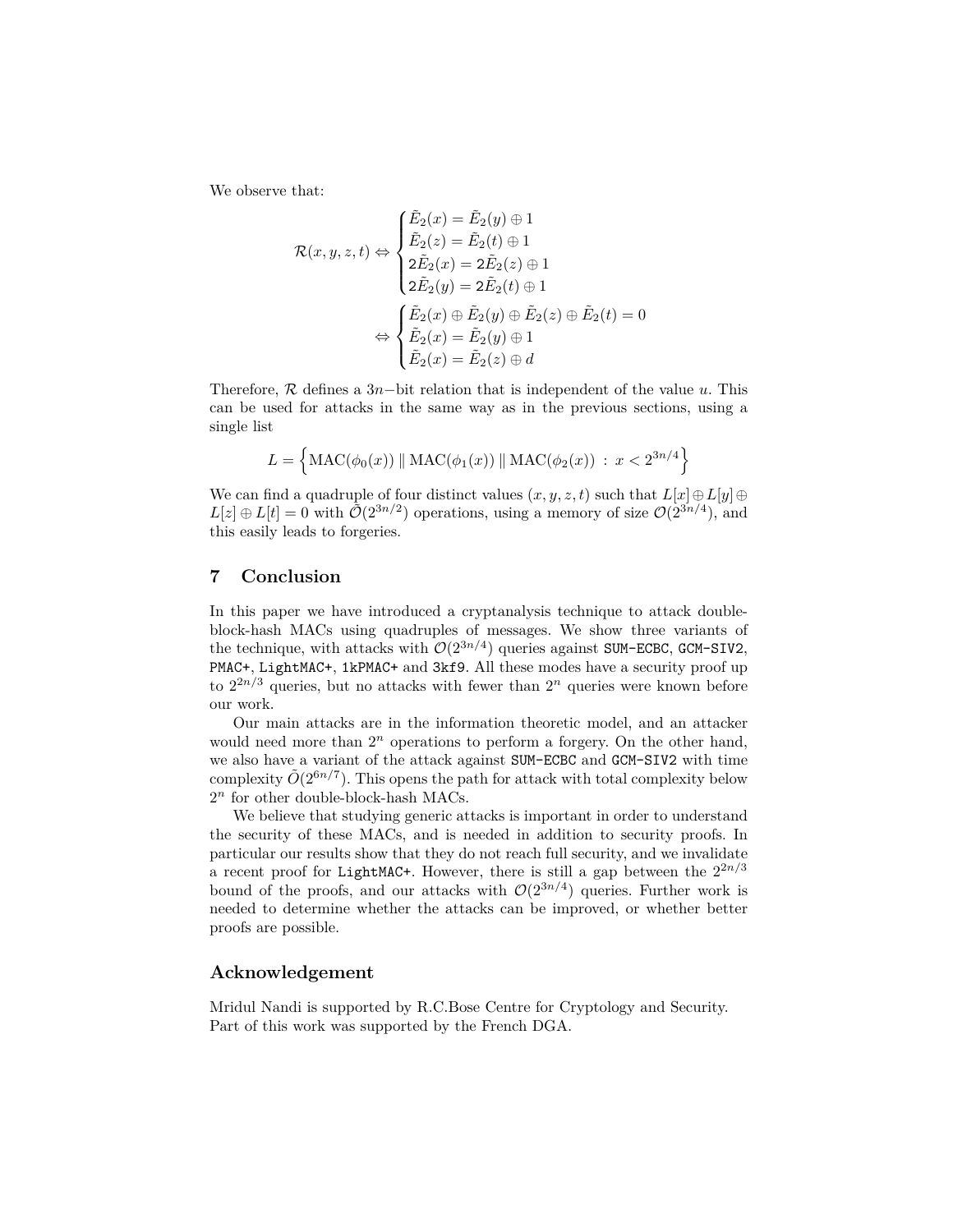We observe that:

$$
\mathcal{R}(x,y,z,t) \Leftrightarrow \begin{cases} \tilde{E}_2(x) = \tilde{E}_2(y) \oplus 1 \\ \tilde{E}_2(z) = \tilde{E}_2(t) \oplus 1 \\ 2\tilde{E}_2(x) = 2\tilde{E}_2(z) \oplus 1 \\ 2\tilde{E}_2(y) = 2\tilde{E}_2(t) \oplus 1 \end{cases}
$$

$$
\Leftrightarrow \begin{cases} \tilde{E}_2(x) \oplus \tilde{E}_2(y) \oplus \tilde{E}_2(z) \oplus \tilde{E}_2(t) = 0 \\ \tilde{E}_2(x) = \tilde{E}_2(y) \oplus 1 \\ \tilde{E}_2(x) = \tilde{E}_2(z) \oplus d \end{cases}
$$

Therefore, $\mathcal{R}$ defines a $3n$−bit relation that is independent of the value $u$. This can be used for attacks in the same way as in the previous sections, using a single list

$$
L = \left\{ \mathrm{MAC}(\phi_0(x)) \parallel \mathrm{MAC}(\phi_1(x)) \parallel \mathrm{MAC}(\phi_2(x)) \ : \ x < 2^{3n/4} \right\}
$$

We can find a quadruple of four distinct values $(x,y,z,t)$ such that $L[x] \oplus L[y] \oplus L[z] \oplus L[t] = 0$ with $\tilde{\mathcal{O}}(2^{3n/2})$ operations, using a memory of size $\mathcal{O}(2^{3n/4})$, and this easily leads to forgeries.

## 7 Conclusion

In this paper we have introduced a cryptanalysis technique to attack double-block-hash MACs using quadruples of messages. We show three variants of the technique, with attacks with $\mathcal{O}(2^{3n/4})$ queries against SUM-ECBC, GCM-SIV2, PMAC+, LightMAC+, 1kPMAC+ and 3kf9. All these modes have a security proof up to $2^{2n/3}$ queries, but no attacks with fewer than $2^n$ queries were known before our work.

Our main attacks are in the information theoretic model, and an attacker would need more than $2^n$ operations to perform a forgery. On the other hand, we also have a variant of the attack against SUM-ECBC and GCM-SIV2 with time complexity $\tilde{O}(2^{6n/7})$. This opens the path for attack with total complexity below $2^n$ for other double-block-hash MACs.

We believe that studying generic attacks is important in order to understand the security of these MACs, and is needed in addition to security proofs. In particular our results show that they do not reach full security, and we invalidate a recent proof for LightMAC+. However, there is still a gap between the $2^{2n/3}$ bound of the proofs, and our attacks with $\mathcal{O}(2^{3n/4})$ queries. Further work is needed to determine whether the attacks can be improved, or whether better proofs are possible.

## Acknowledgement

Mridul Nandi is supported by R.C.Bose Centre for Cryptology and Security. Part of this work was supported by the French DGA.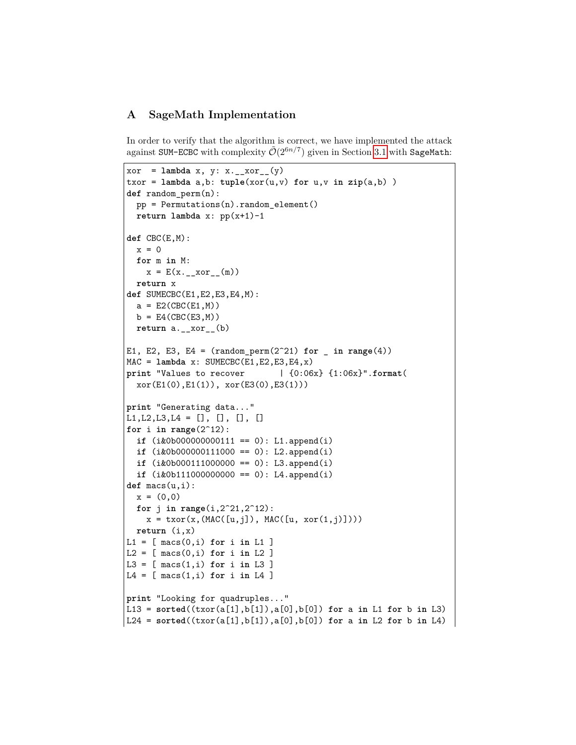## A SageMath Implementation

In order to verify that the algorithm is correct, we have implemented the attack against SUM-ECBC with complexity $\tilde{\mathcal{O}}(2^{6n/7})$ given in Section 3.1 with SageMath:

```
xor  = lambda x, y: x.__xor__(y)
txor = lambda a,b: tuple(xor(u,v) for u,v in zip(a,b) )
def random_perm(n):
  pp = Permutations(n).random_element()
  return lambda x: pp(x+1)-1

def CBC(E,M):
  x = 0
  for m in M:
    x = E(x.__xor__(m))
  return x
def SUMECBC(E1,E2,E3,E4,M):
  a = E2(CBC(E1,M))
  b = E4(CBC(E3,M))
  return a.__xor__(b)

E1, E2, E3, E4 = (random_perm(2^21) for _ in range(4))
MAC = lambda x: SUMECBC(E1,E2,E3,E4,x)
print "Values to recover       | {0:06x} {1:06x}".format(
  xor(E1(0),E1(1)), xor(E3(0),E3(1)))

print "Generating data..."
L1,L2,L3,L4 = [], [], [], []
for i in range(2^12):
  if (i&0b000000000111 == 0): L1.append(i)
  if (i&0b000000111000 == 0): L2.append(i)
  if (i&0b000111000000 == 0): L3.append(i)
  if (i&0b111000000000 == 0): L4.append(i)
def macs(u,i):
  x = (0,0)
  for j in range(i,2^21,2^12):
    x = txor(x,(MAC([u,j]), MAC([u, xor(1,j)])))
  return (i,x)
L1 = [ macs(0,i) for i in L1 ]
L2 = [ macs(0,i) for i in L2 ]
L3 = [ macs(1,i) for i in L3 ]
L4 = [ macs(1,i) for i in L4 ]

print "Looking for quadruples..."
L13 = sorted((txor(a[1],b[1]),a[0],b[0]) for a in L1 for b in L3)
L24 = sorted((txor(a[1],b[1]),a[0],b[0]) for a in L2 for b in L4)
```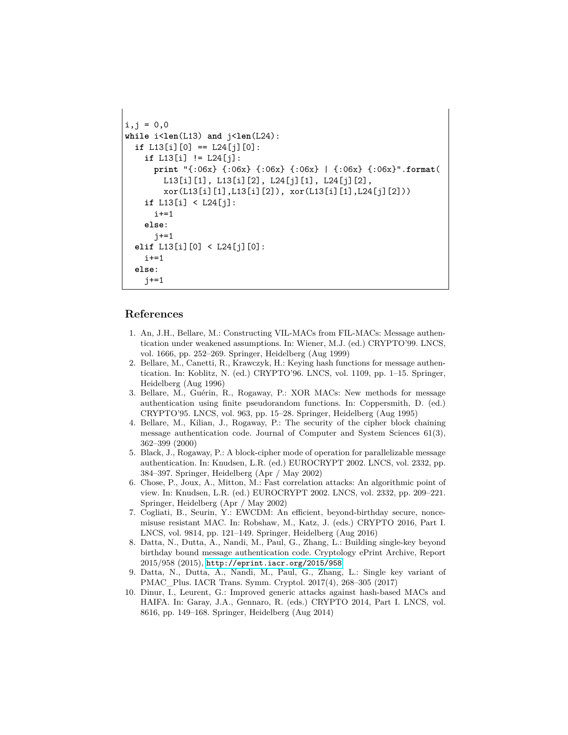```
i,j = 0,0
while i<len(L13) and j<len(L24):
  if L13[i][0] == L24[j][0]:
    if L13[i] != L24[j]:
      print "{:06x} {:06x} {:06x} {:06x} | {:06x} {:06x}".format(
        L13[i][1], L13[i][2], L24[j][1], L24[j][2],
        xor(L13[i][1],L13[i][2]), xor(L13[i][1],L24[j][2]))
    if L13[i] < L24[j]:
      i+=1
    else:
      j+=1
  elif L13[i][0] < L24[j][0]:
    i+=1
  else:
    j+=1
```

## References

1. An, J.H., Bellare, M.: Constructing VIL-MACs from FIL-MACs: Message authentication under weakened assumptions. In: Wiener, M.J. (ed.) CRYPTO'99. LNCS, vol. 1666, pp. 252–269. Springer, Heidelberg (Aug 1999)
2. Bellare, M., Canetti, R., Krawczyk, H.: Keying hash functions for message authentication. In: Koblitz, N. (ed.) CRYPTO'96. LNCS, vol. 1109, pp. 1–15. Springer, Heidelberg (Aug 1996)
3. Bellare, M., Guérin, R., Rogaway, P.: XOR MACs: New methods for message authentication using finite pseudorandom functions. In: Coppersmith, D. (ed.) CRYPTO'95. LNCS, vol. 963, pp. 15–28. Springer, Heidelberg (Aug 1995)
4. Bellare, M., Kilian, J., Rogaway, P.: The security of the cipher block chaining message authentication code. Journal of Computer and System Sciences 61(3), 362–399 (2000)
5. Black, J., Rogaway, P.: A block-cipher mode of operation for parallelizable message authentication. In: Knudsen, L.R. (ed.) EUROCRYPT 2002. LNCS, vol. 2332, pp. 384–397. Springer, Heidelberg (Apr / May 2002)
6. Chose, P., Joux, A., Mitton, M.: Fast correlation attacks: An algorithmic point of view. In: Knudsen, L.R. (ed.) EUROCRYPT 2002. LNCS, vol. 2332, pp. 209–221. Springer, Heidelberg (Apr / May 2002)
7. Cogliati, B., Seurin, Y.: EWCDM: An efficient, beyond-birthday secure, nonce-misuse resistant MAC. In: Robshaw, M., Katz, J. (eds.) CRYPTO 2016, Part I. LNCS, vol. 9814, pp. 121–149. Springer, Heidelberg (Aug 2016)
8. Datta, N., Dutta, A., Nandi, M., Paul, G., Zhang, L.: Building single-key beyond birthday bound message authentication code. Cryptology ePrint Archive, Report 2015/958 (2015), http://eprint.iacr.org/2015/958
9. Datta, N., Dutta, A., Nandi, M., Paul, G., Zhang, L.: Single key variant of PMAC_Plus. IACR Trans. Symm. Cryptol. 2017(4), 268–305 (2017)
10. Dinur, I., Leurent, G.: Improved generic attacks against hash-based MACs and HAIFA. In: Garay, J.A., Gennaro, R. (eds.) CRYPTO 2014, Part I. LNCS, vol. 8616, pp. 149–168. Springer, Heidelberg (Aug 2014)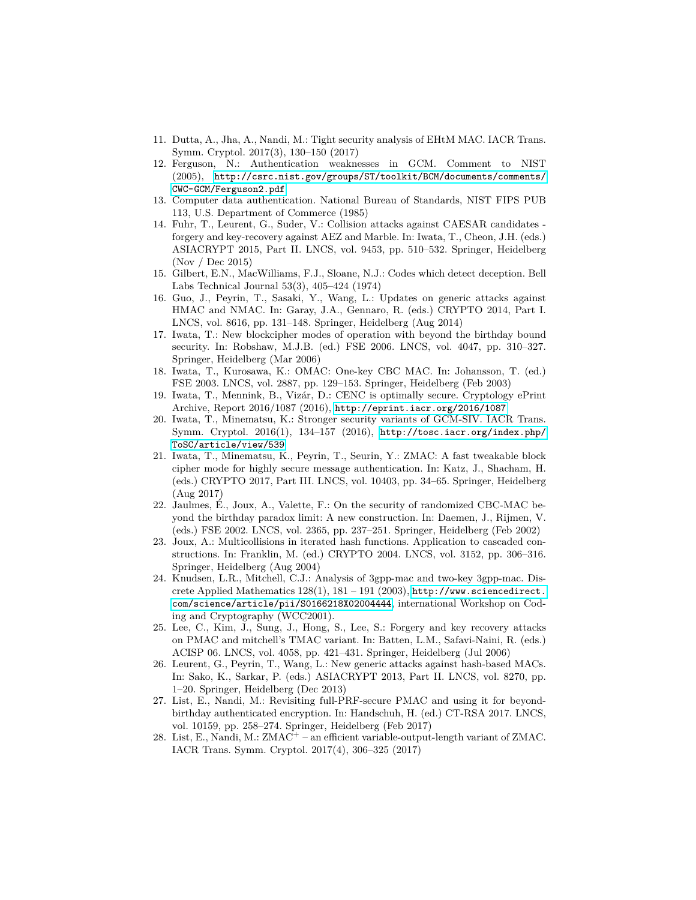11. Dutta, A., Jha, A., Nandi, M.: Tight security analysis of EHtM MAC. IACR Trans. Symm. Cryptol. 2017(3), 130–150 (2017)
12. Ferguson, N.: Authentication weaknesses in GCM. Comment to NIST (2005), http://csrc.nist.gov/groups/ST/toolkit/BCM/documents/comments/CWC-GCM/Ferguson2.pdf
13. Computer data authentication. National Bureau of Standards, NIST FIPS PUB 113, U.S. Department of Commerce (1985)
14. Fuhr, T., Leurent, G., Suder, V.: Collision attacks against CAESAR candidates - forgery and key-recovery against AEZ and Marble. In: Iwata, T., Cheon, J.H. (eds.) ASIACRYPT 2015, Part II. LNCS, vol. 9453, pp. 510–532. Springer, Heidelberg (Nov / Dec 2015)
15. Gilbert, E.N., MacWilliams, F.J., Sloane, N.J.: Codes which detect deception. Bell Labs Technical Journal 53(3), 405–424 (1974)
16. Guo, J., Peyrin, T., Sasaki, Y., Wang, L.: Updates on generic attacks against HMAC and NMAC. In: Garay, J.A., Gennaro, R. (eds.) CRYPTO 2014, Part I. LNCS, vol. 8616, pp. 131–148. Springer, Heidelberg (Aug 2014)
17. Iwata, T.: New blockcipher modes of operation with beyond the birthday bound security. In: Robshaw, M.J.B. (ed.) FSE 2006. LNCS, vol. 4047, pp. 310–327. Springer, Heidelberg (Mar 2006)
18. Iwata, T., Kurosawa, K.: OMAC: One-key CBC MAC. In: Johansson, T. (ed.) FSE 2003. LNCS, vol. 2887, pp. 129–153. Springer, Heidelberg (Feb 2003)
19. Iwata, T., Mennink, B., Vizár, D.: CENC is optimally secure. Cryptology ePrint Archive, Report 2016/1087 (2016), http://eprint.iacr.org/2016/1087
20. Iwata, T., Minematsu, K.: Stronger security variants of GCM-SIV. IACR Trans. Symm. Cryptol. 2016(1), 134–157 (2016), http://tosc.iacr.org/index.php/ToSC/article/view/539
21. Iwata, T., Minematsu, K., Peyrin, T., Seurin, Y.: ZMAC: A fast tweakable block cipher mode for highly secure message authentication. In: Katz, J., Shacham, H. (eds.) CRYPTO 2017, Part III. LNCS, vol. 10403, pp. 34–65. Springer, Heidelberg (Aug 2017)
22. Jaulmes, É., Joux, A., Valette, F.: On the security of randomized CBC-MAC beyond the birthday paradox limit: A new construction. In: Daemen, J., Rijmen, V. (eds.) FSE 2002. LNCS, vol. 2365, pp. 237–251. Springer, Heidelberg (Feb 2002)
23. Joux, A.: Multicollisions in iterated hash functions. Application to cascaded constructions. In: Franklin, M. (ed.) CRYPTO 2004. LNCS, vol. 3152, pp. 306–316. Springer, Heidelberg (Aug 2004)
24. Knudsen, L.R., Mitchell, C.J.: Analysis of 3gpp-mac and two-key 3gpp-mac. Discrete Applied Mathematics 128(1), 181 – 191 (2003), http://www.sciencedirect.com/science/article/pii/S0166218X02004444, international Workshop on Coding and Cryptography (WCC2001).
25. Lee, C., Kim, J., Sung, J., Hong, S., Lee, S.: Forgery and key recovery attacks on PMAC and mitchell's TMAC variant. In: Batten, L.M., Safavi-Naini, R. (eds.) ACISP 06. LNCS, vol. 4058, pp. 421–431. Springer, Heidelberg (Jul 2006)
26. Leurent, G., Peyrin, T., Wang, L.: New generic attacks against hash-based MACs. In: Sako, K., Sarkar, P. (eds.) ASIACRYPT 2013, Part II. LNCS, vol. 8270, pp. 1–20. Springer, Heidelberg (Dec 2013)
27. List, E., Nandi, M.: Revisiting full-PRF-secure PMAC and using it for beyond-birthday authenticated encryption. In: Handschuh, H. (ed.) CT-RSA 2017. LNCS, vol. 10159, pp. 258–274. Springer, Heidelberg (Feb 2017)
28. List, E., Nandi, M.: $\text{ZMAC}^+$ – an efficient variable-output-length variant of ZMAC. IACR Trans. Symm. Cryptol. 2017(4), 306–325 (2017)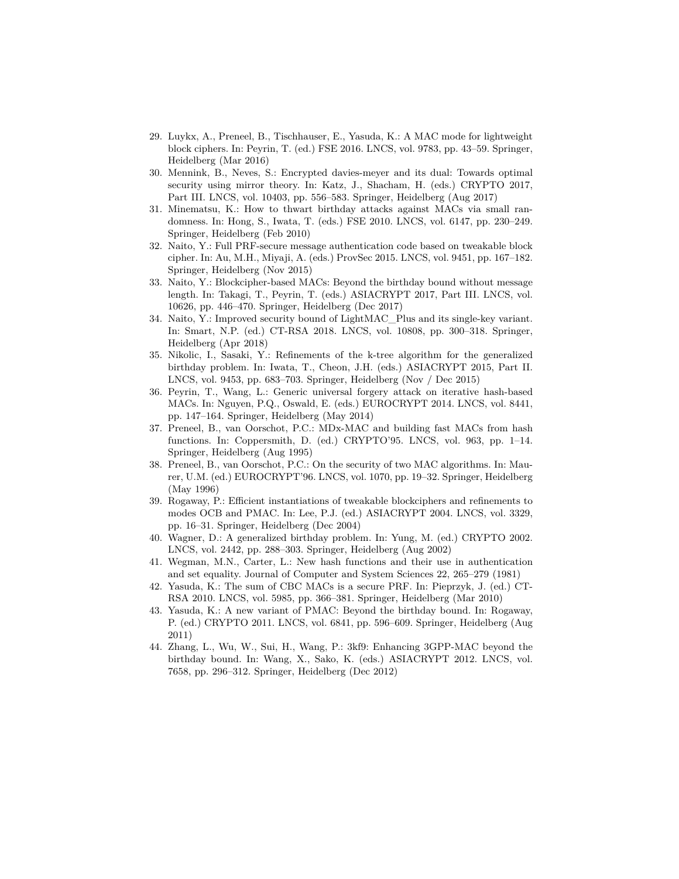29. Luykx, A., Preneel, B., Tischhauser, E., Yasuda, K.: A MAC mode for lightweight block ciphers. In: Peyrin, T. (ed.) FSE 2016. LNCS, vol. 9783, pp. 43–59. Springer, Heidelberg (Mar 2016)
30. Mennink, B., Neves, S.: Encrypted davies-meyer and its dual: Towards optimal security using mirror theory. In: Katz, J., Shacham, H. (eds.) CRYPTO 2017, Part III. LNCS, vol. 10403, pp. 556–583. Springer, Heidelberg (Aug 2017)
31. Minematsu, K.: How to thwart birthday attacks against MACs via small randomness. In: Hong, S., Iwata, T. (eds.) FSE 2010. LNCS, vol. 6147, pp. 230–249. Springer, Heidelberg (Feb 2010)
32. Naito, Y.: Full PRF-secure message authentication code based on tweakable block cipher. In: Au, M.H., Miyaji, A. (eds.) ProvSec 2015. LNCS, vol. 9451, pp. 167–182. Springer, Heidelberg (Nov 2015)
33. Naito, Y.: Blockcipher-based MACs: Beyond the birthday bound without message length. In: Takagi, T., Peyrin, T. (eds.) ASIACRYPT 2017, Part III. LNCS, vol. 10626, pp. 446–470. Springer, Heidelberg (Dec 2017)
34. Naito, Y.: Improved security bound of LightMAC_Plus and its single-key variant. In: Smart, N.P. (ed.) CT-RSA 2018. LNCS, vol. 10808, pp. 300–318. Springer, Heidelberg (Apr 2018)
35. Nikolic, I., Sasaki, Y.: Refinements of the k-tree algorithm for the generalized birthday problem. In: Iwata, T., Cheon, J.H. (eds.) ASIACRYPT 2015, Part II. LNCS, vol. 9453, pp. 683–703. Springer, Heidelberg (Nov / Dec 2015)
36. Peyrin, T., Wang, L.: Generic universal forgery attack on iterative hash-based MACs. In: Nguyen, P.Q., Oswald, E. (eds.) EUROCRYPT 2014. LNCS, vol. 8441, pp. 147–164. Springer, Heidelberg (May 2014)
37. Preneel, B., van Oorschot, P.C.: MDx-MAC and building fast MACs from hash functions. In: Coppersmith, D. (ed.) CRYPTO'95. LNCS, vol. 963, pp. 1–14. Springer, Heidelberg (Aug 1995)
38. Preneel, B., van Oorschot, P.C.: On the security of two MAC algorithms. In: Maurer, U.M. (ed.) EUROCRYPT'96. LNCS, vol. 1070, pp. 19–32. Springer, Heidelberg (May 1996)
39. Rogaway, P.: Efficient instantiations of tweakable blockciphers and refinements to modes OCB and PMAC. In: Lee, P.J. (ed.) ASIACRYPT 2004. LNCS, vol. 3329, pp. 16–31. Springer, Heidelberg (Dec 2004)
40. Wagner, D.: A generalized birthday problem. In: Yung, M. (ed.) CRYPTO 2002. LNCS, vol. 2442, pp. 288–303. Springer, Heidelberg (Aug 2002)
41. Wegman, M.N., Carter, L.: New hash functions and their use in authentication and set equality. Journal of Computer and System Sciences 22, 265–279 (1981)
42. Yasuda, K.: The sum of CBC MACs is a secure PRF. In: Pieprzyk, J. (ed.) CT-RSA 2010. LNCS, vol. 5985, pp. 366–381. Springer, Heidelberg (Mar 2010)
43. Yasuda, K.: A new variant of PMAC: Beyond the birthday bound. In: Rogaway, P. (ed.) CRYPTO 2011. LNCS, vol. 6841, pp. 596–609. Springer, Heidelberg (Aug 2011)
44. Zhang, L., Wu, W., Sui, H., Wang, P.: 3kf9: Enhancing 3GPP-MAC beyond the birthday bound. In: Wang, X., Sako, K. (eds.) ASIACRYPT 2012. LNCS, vol. 7658, pp. 296–312. Springer, Heidelberg (Dec 2012)